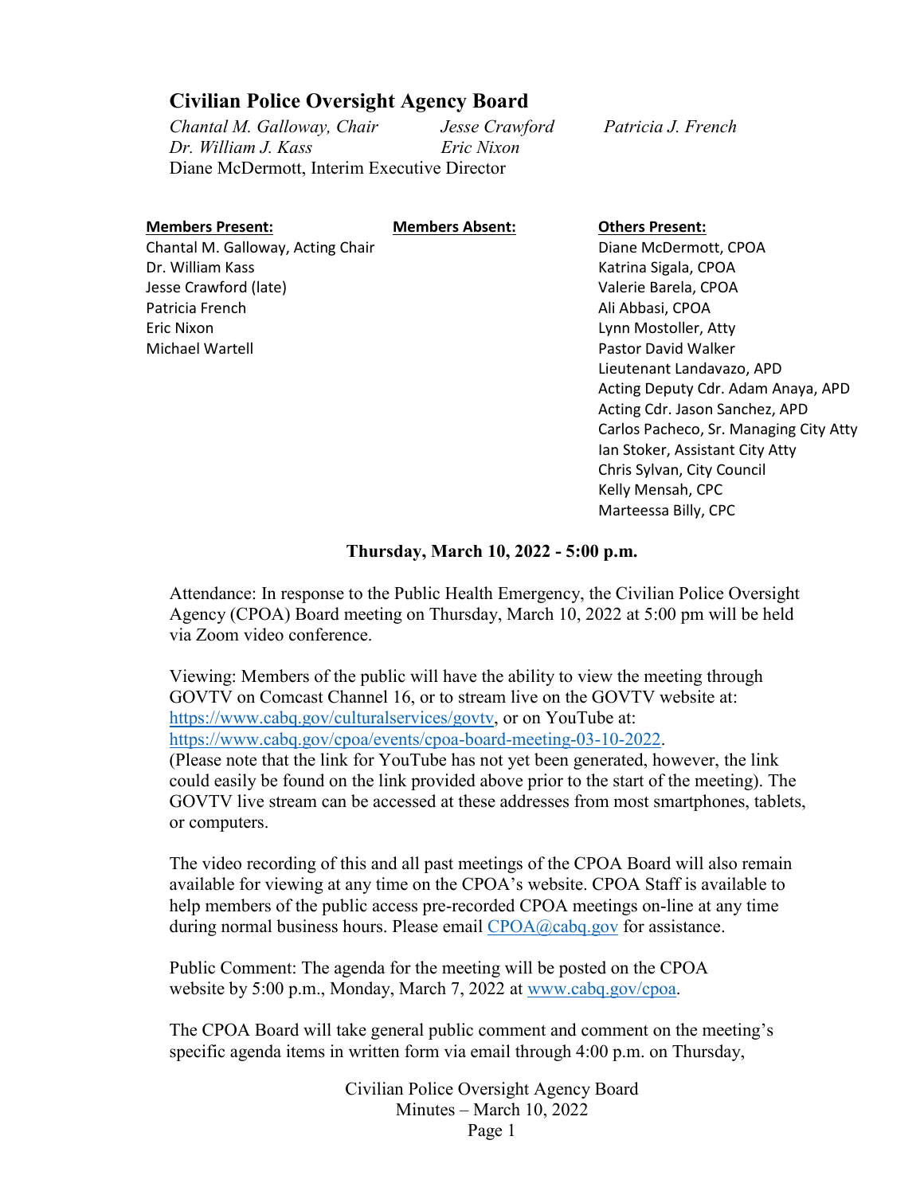# Civilian Police Oversight Agency Board

*Chantal M. Galloway, Chair* *Jesse Crawford* *Patricia J. French*
*Dr. William J. Kass* *Eric Nixon*
Diane McDermott, Interim Executive Director

| **Members Present:** | **Members Absent:** | **Others Present:** |
|---|---|---|
| Chantal M. Galloway, Acting Chair | | Diane McDermott, CPOA |
| Dr. William Kass | | Katrina Sigala, CPOA |
| Jesse Crawford (late) | | Valerie Barela, CPOA |
| Patricia French | | Ali Abbasi, CPOA |
| Eric Nixon | | Lynn Mostoller, Atty |
| Michael Wartell | | Pastor David Walker |
| | | Lieutenant Landavazo, APD |
| | | Acting Deputy Cdr. Adam Anaya, APD |
| | | Acting Cdr. Jason Sanchez, APD |
| | | Carlos Pacheco, Sr. Managing City Atty |
| | | Ian Stoker, Assistant City Atty |
| | | Chris Sylvan, City Council |
| | | Kelly Mensah, CPC |
| | | Marteessa Billy, CPC |

**Thursday, March 10, 2022 - 5:00 p.m.**

Attendance: In response to the Public Health Emergency, the Civilian Police Oversight Agency (CPOA) Board meeting on Thursday, March 10, 2022 at 5:00 pm will be held via Zoom video conference.

Viewing: Members of the public will have the ability to view the meeting through GOVTV on Comcast Channel 16, or to stream live on the GOVTV website at: https://www.cabq.gov/culturalservices/govtv, or on YouTube at: https://www.cabq.gov/cpoa/events/cpoa-board-meeting-03-10-2022. (Please note that the link for YouTube has not yet been generated, however, the link could easily be found on the link provided above prior to the start of the meeting). The GOVTV live stream can be accessed at these addresses from most smartphones, tablets, or computers.

The video recording of this and all past meetings of the CPOA Board will also remain available for viewing at any time on the CPOA's website. CPOA Staff is available to help members of the public access pre-recorded CPOA meetings on-line at any time during normal business hours. Please email CPOA@cabq.gov for assistance.

Public Comment: The agenda for the meeting will be posted on the CPOA website by 5:00 p.m., Monday, March 7, 2022 at www.cabq.gov/cpoa.

The CPOA Board will take general public comment and comment on the meeting's specific agenda items in written form via email through 4:00 p.m. on Thursday,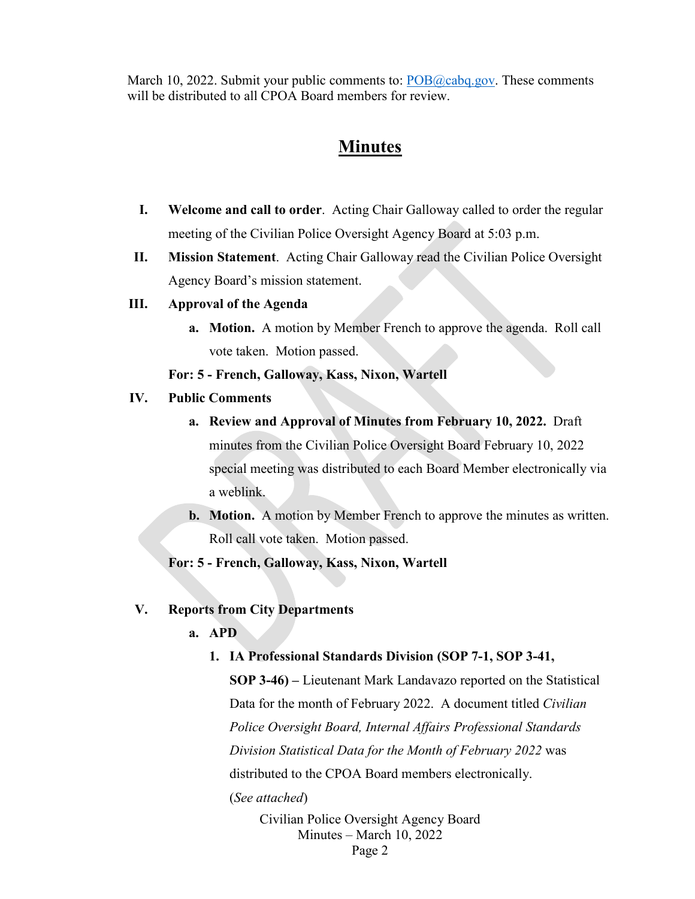March 10, 2022. Submit your public comments to: [POB@cabq.gov](mailto:POB@cabq.gov). These comments will be distributed to all CPOA Board members for review.

# Minutes

I. **Welcome and call to order**. Acting Chair Galloway called to order the regular meeting of the Civilian Police Oversight Agency Board at 5:03 p.m.

II. **Mission Statement**. Acting Chair Galloway read the Civilian Police Oversight Agency Board's mission statement.

III. **Approval of the Agenda**

   a. **Motion.** A motion by Member French to approve the agenda. Roll call vote taken. Motion passed.

   **For: 5 - French, Galloway, Kass, Nixon, Wartell**

IV. **Public Comments**

   a. **Review and Approval of Minutes from February 10, 2022.** Draft minutes from the Civilian Police Oversight Board February 10, 2022 special meeting was distributed to each Board Member electronically via a weblink.

   b. **Motion.** A motion by Member French to approve the minutes as written. Roll call vote taken. Motion passed.

   **For: 5 - French, Galloway, Kass, Nixon, Wartell**

V. **Reports from City Departments**

   a. **APD**

      1. **IA Professional Standards Division (SOP 7-1, SOP 3-41, SOP 3-46) –** Lieutenant Mark Landavazo reported on the Statistical Data for the month of February 2022. A document titled *Civilian Police Oversight Board, Internal Affairs Professional Standards Division Statistical Data for the Month of February 2022* was distributed to the CPOA Board members electronically. (*See attached*)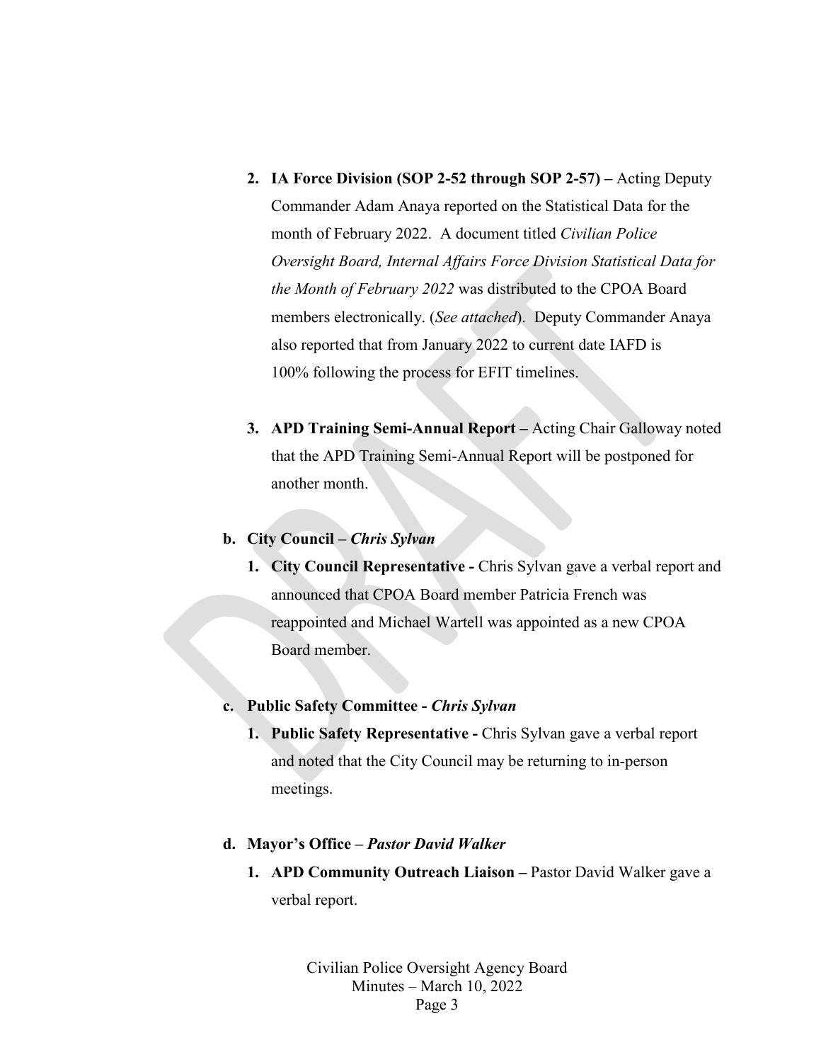2. **IA Force Division (SOP 2-52 through SOP 2-57) –** Acting Deputy Commander Adam Anaya reported on the Statistical Data for the month of February 2022. A document titled *Civilian Police Oversight Board, Internal Affairs Force Division Statistical Data for the Month of February 2022* was distributed to the CPOA Board members electronically. (*See attached*). Deputy Commander Anaya also reported that from January 2022 to current date IAFD is 100% following the process for EFIT timelines.

3. **APD Training Semi-Annual Report –** Acting Chair Galloway noted that the APD Training Semi-Annual Report will be postponed for another month.

b. **City Council – *Chris Sylvan***

   1. **City Council Representative -** Chris Sylvan gave a verbal report and announced that CPOA Board member Patricia French was reappointed and Michael Wartell was appointed as a new CPOA Board member.

c. **Public Safety Committee - *Chris Sylvan***

   1. **Public Safety Representative -** Chris Sylvan gave a verbal report and noted that the City Council may be returning to in-person meetings.

d. **Mayor's Office – *Pastor David Walker***

   1. **APD Community Outreach Liaison –** Pastor David Walker gave a verbal report.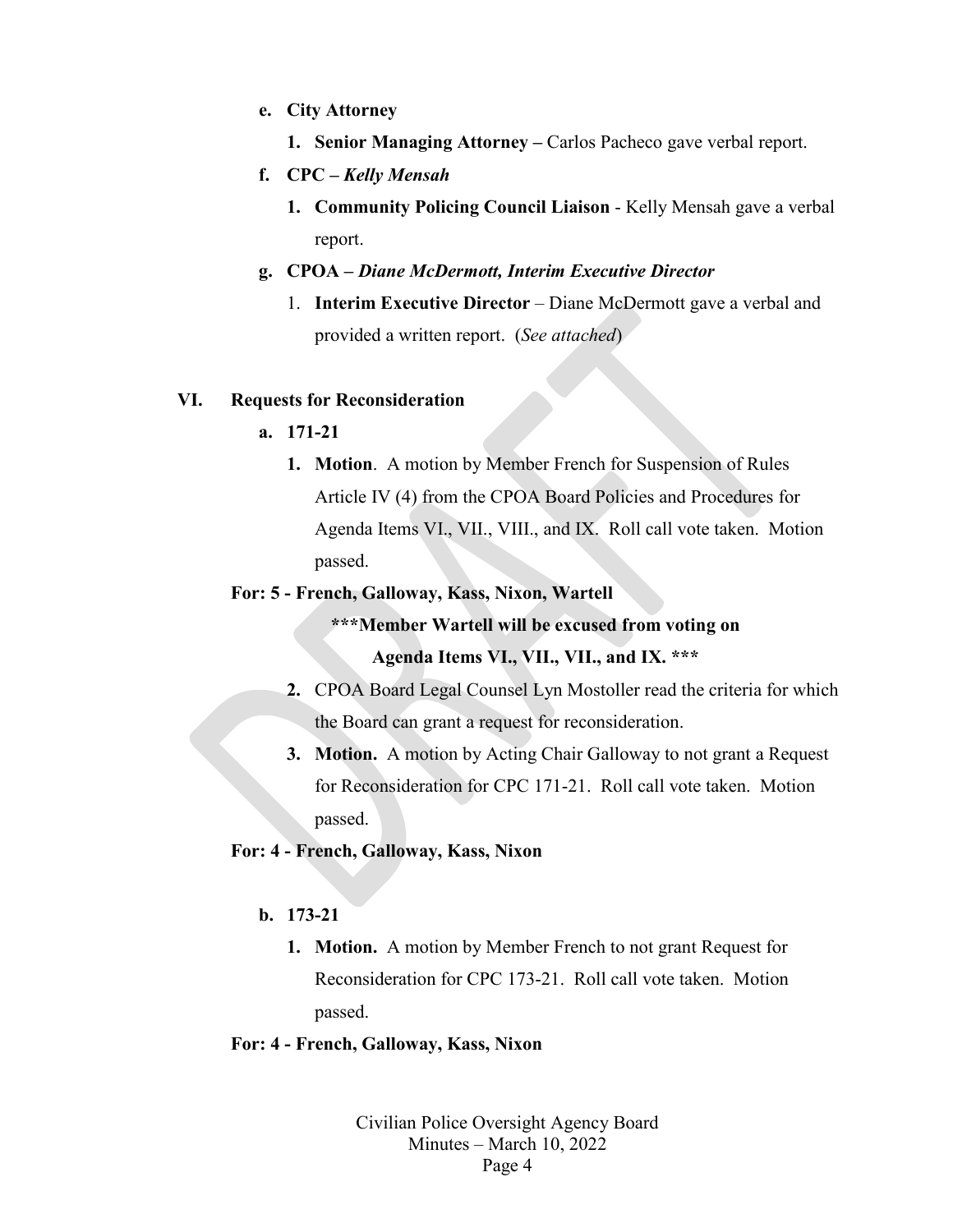- **e. City Attorney**
  1. **Senior Managing Attorney –** Carlos Pacheco gave verbal report.
- **f. CPC –** ***Kelly Mensah***
  1. **Community Policing Council Liaison** - Kelly Mensah gave a verbal report.
- **g. CPOA –** ***Diane McDermott, Interim Executive Director***
  1. **Interim Executive Director** – Diane McDermott gave a verbal and provided a written report. (*See attached*)

## VI. Requests for Reconsideration

**a. 171-21**

1. **Motion**. A motion by Member French for Suspension of Rules Article IV (4) from the CPOA Board Policies and Procedures for Agenda Items VI., VII., VIII., and IX. Roll call vote taken. Motion passed.

**For: 5 - French, Galloway, Kass, Nixon, Wartell**

**\*\*\*Member Wartell will be excused from voting on Agenda Items VI., VII., VII., and IX. \*\*\***

2. CPOA Board Legal Counsel Lyn Mostoller read the criteria for which the Board can grant a request for reconsideration.
3. **Motion.** A motion by Acting Chair Galloway to not grant a Request for Reconsideration for CPC 171-21. Roll call vote taken. Motion passed.

**For: 4 - French, Galloway, Kass, Nixon**

**b. 173-21**

1. **Motion.** A motion by Member French to not grant Request for Reconsideration for CPC 173-21. Roll call vote taken. Motion passed.

**For: 4 - French, Galloway, Kass, Nixon**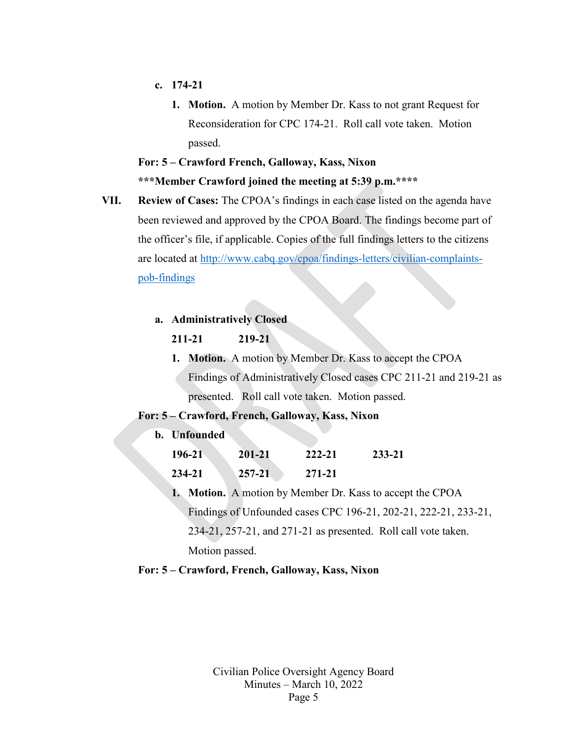c. **174-21**

1. **Motion.** A motion by Member Dr. Kass to not grant Request for Reconsideration for CPC 174-21. Roll call vote taken. Motion passed.

**For: 5 – Crawford French, Galloway, Kass, Nixon**

**\*\*\*Member Crawford joined the meeting at 5:39 p.m.\*\*\*\***

**VII. Review of Cases:** The CPOA's findings in each case listed on the agenda have been reviewed and approved by the CPOA Board. The findings become part of the officer's file, if applicable. Copies of the full findings letters to the citizens are located at [http://www.cabq.gov/cpoa/findings-letters/civilian-complaints-pob-findings](http://www.cabq.gov/cpoa/findings-letters/civilian-complaints-pob-findings)

a. **Administratively Closed**

**211-21** **219-21**

1. **Motion.** A motion by Member Dr. Kass to accept the CPOA Findings of Administratively Closed cases CPC 211-21 and 219-21 as presented. Roll call vote taken. Motion passed.

**For: 5 – Crawford, French, Galloway, Kass, Nixon**

b. **Unfounded**

**196-21** **201-21** **222-21** **233-21**

**234-21** **257-21** **271-21**

1. **Motion.** A motion by Member Dr. Kass to accept the CPOA Findings of Unfounded cases CPC 196-21, 202-21, 222-21, 233-21, 234-21, 257-21, and 271-21 as presented. Roll call vote taken. Motion passed.

**For: 5 – Crawford, French, Galloway, Kass, Nixon**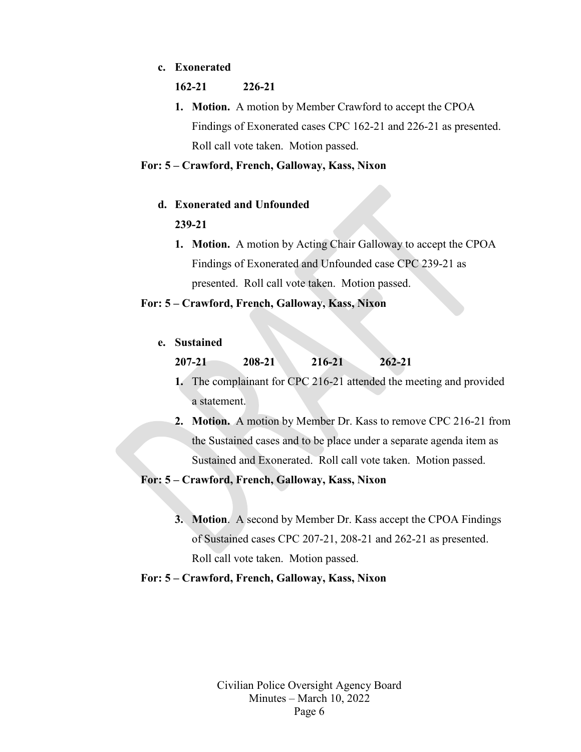**c. Exonerated**

**162-21 226-21**

1. **Motion.** A motion by Member Crawford to accept the CPOA Findings of Exonerated cases CPC 162-21 and 226-21 as presented. Roll call vote taken. Motion passed.

**For: 5 – Crawford, French, Galloway, Kass, Nixon**

**d. Exonerated and Unfounded**

**239-21**

1. **Motion.** A motion by Acting Chair Galloway to accept the CPOA Findings of Exonerated and Unfounded case CPC 239-21 as presented. Roll call vote taken. Motion passed.

**For: 5 – Crawford, French, Galloway, Kass, Nixon**

**e. Sustained**

**207-21 208-21 216-21 262-21**

1. The complainant for CPC 216-21 attended the meeting and provided a statement.
2. **Motion.** A motion by Member Dr. Kass to remove CPC 216-21 from the Sustained cases and to be place under a separate agenda item as Sustained and Exonerated. Roll call vote taken. Motion passed.

**For: 5 – Crawford, French, Galloway, Kass, Nixon**

3. **Motion**. A second by Member Dr. Kass accept the CPOA Findings of Sustained cases CPC 207-21, 208-21 and 262-21 as presented. Roll call vote taken. Motion passed.

**For: 5 – Crawford, French, Galloway, Kass, Nixon**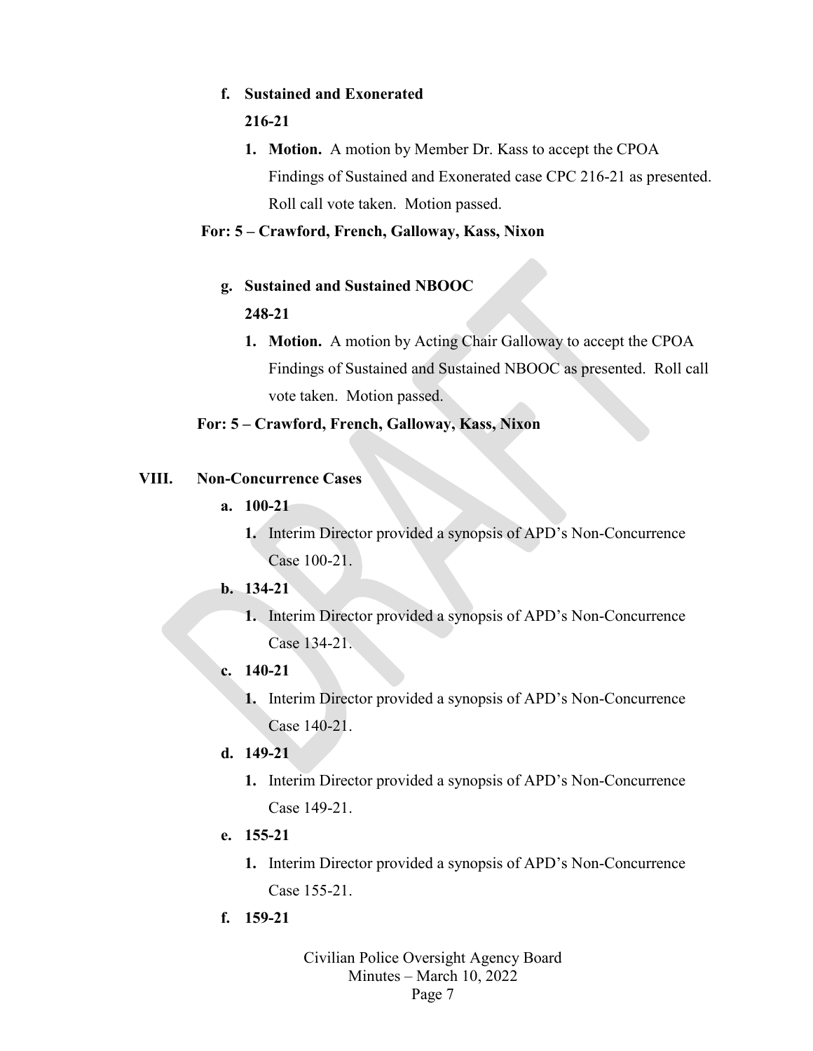**f. Sustained and Exonerated**

**216-21**

1. **Motion.** A motion by Member Dr. Kass to accept the CPOA Findings of Sustained and Exonerated case CPC 216-21 as presented. Roll call vote taken. Motion passed.

**For: 5 – Crawford, French, Galloway, Kass, Nixon**

**g. Sustained and Sustained NBOOC**

**248-21**

1. **Motion.** A motion by Acting Chair Galloway to accept the CPOA Findings of Sustained and Sustained NBOOC as presented. Roll call vote taken. Motion passed.

**For: 5 – Crawford, French, Galloway, Kass, Nixon**

**VIII. Non-Concurrence Cases**

**a. 100-21**

1. Interim Director provided a synopsis of APD's Non-Concurrence Case 100-21.

**b. 134-21**

1. Interim Director provided a synopsis of APD's Non-Concurrence Case 134-21.

**c. 140-21**

1. Interim Director provided a synopsis of APD's Non-Concurrence Case 140-21.

**d. 149-21**

1. Interim Director provided a synopsis of APD's Non-Concurrence Case 149-21.

**e. 155-21**

1. Interim Director provided a synopsis of APD's Non-Concurrence Case 155-21.

**f. 159-21**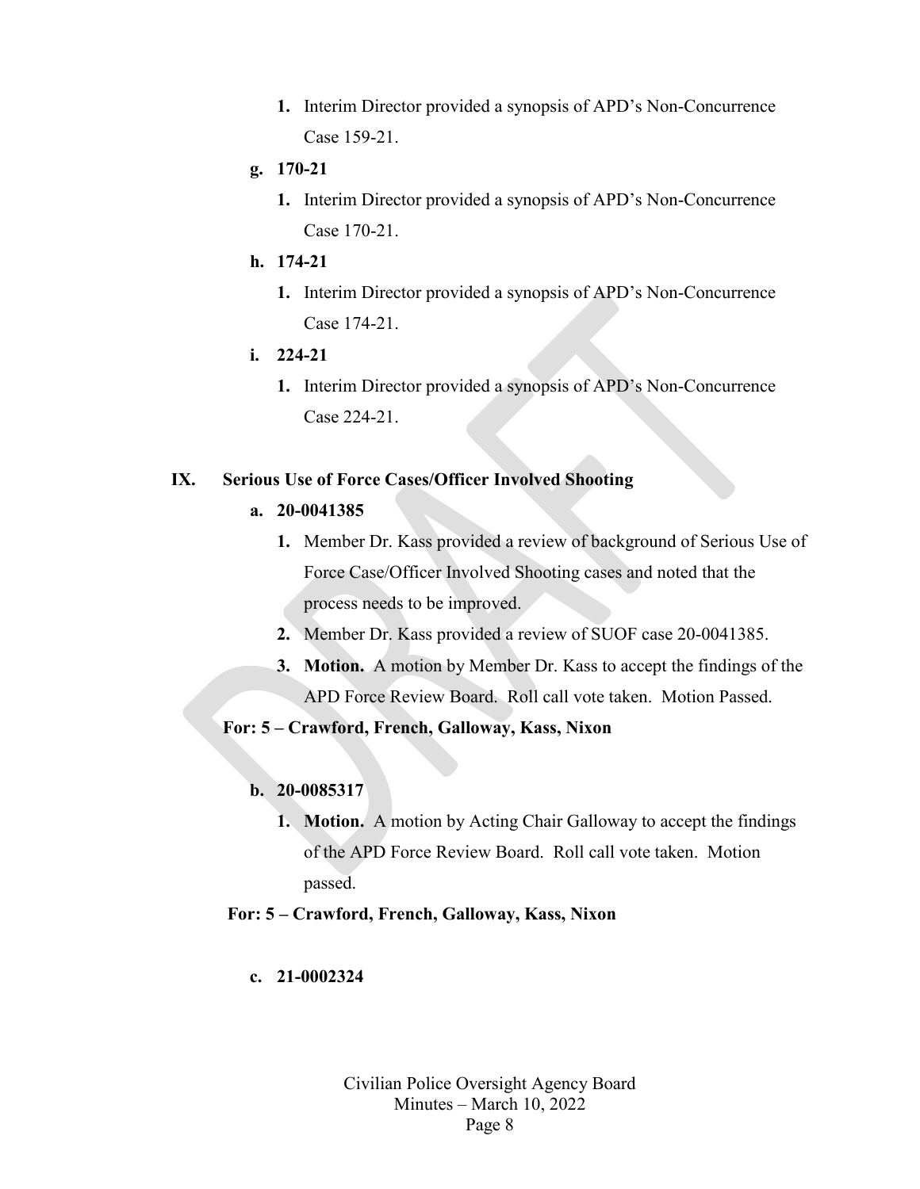1. Interim Director provided a synopsis of APD's Non-Concurrence Case 159-21.

**g. 170-21**

1. Interim Director provided a synopsis of APD's Non-Concurrence Case 170-21.

**h. 174-21**

1. Interim Director provided a synopsis of APD's Non-Concurrence Case 174-21.

**i. 224-21**

1. Interim Director provided a synopsis of APD's Non-Concurrence Case 224-21.

## IX. Serious Use of Force Cases/Officer Involved Shooting

**a. 20-0041385**

1. Member Dr. Kass provided a review of background of Serious Use of Force Case/Officer Involved Shooting cases and noted that the process needs to be improved.
2. Member Dr. Kass provided a review of SUOF case 20-0041385.
3. **Motion.** A motion by Member Dr. Kass to accept the findings of the APD Force Review Board. Roll call vote taken. Motion Passed.

**For: 5 – Crawford, French, Galloway, Kass, Nixon**

**b. 20-0085317**

1. **Motion.** A motion by Acting Chair Galloway to accept the findings of the APD Force Review Board. Roll call vote taken. Motion passed.

**For: 5 – Crawford, French, Galloway, Kass, Nixon**

**c. 21-0002324**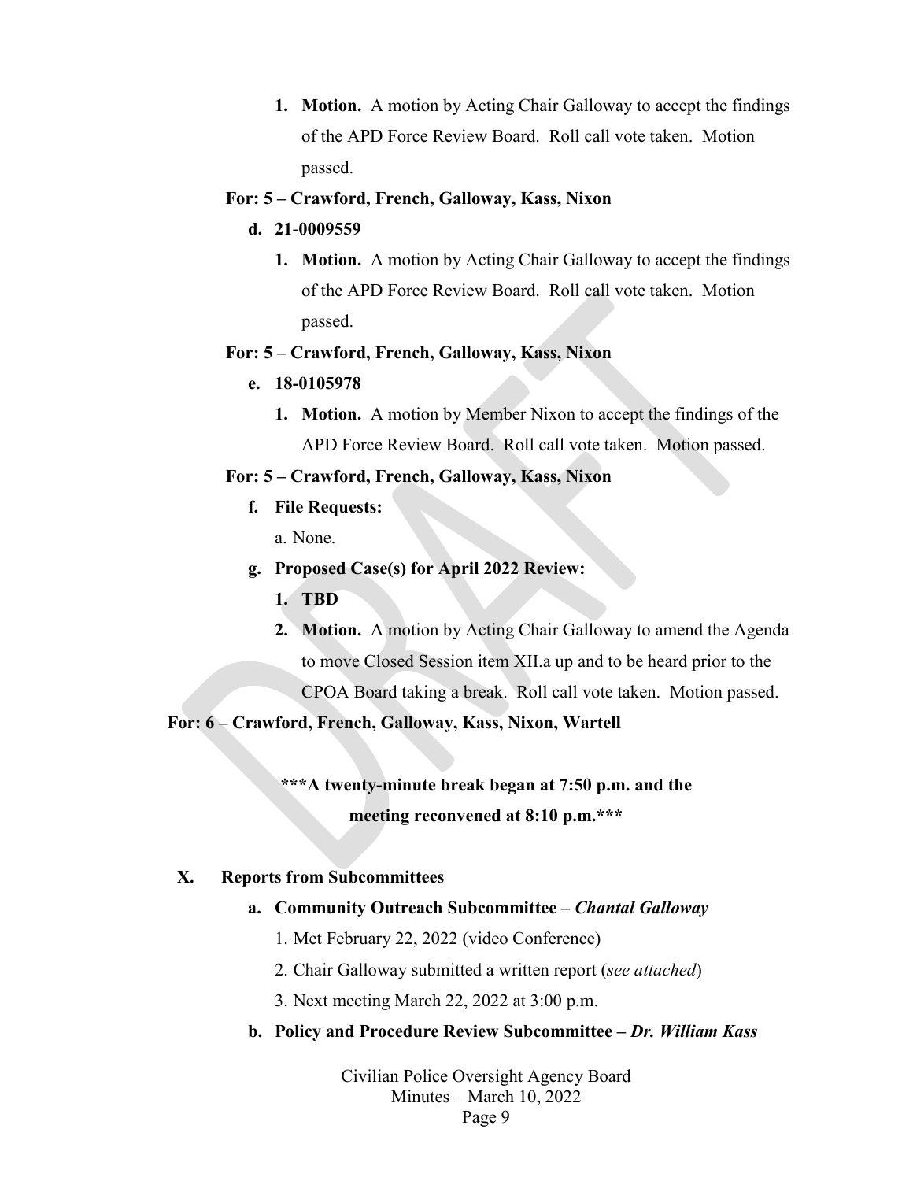1. **Motion.** A motion by Acting Chair Galloway to accept the findings of the APD Force Review Board. Roll call vote taken. Motion passed.

**For: 5 – Crawford, French, Galloway, Kass, Nixon**

d. **21-0009559**

1. **Motion.** A motion by Acting Chair Galloway to accept the findings of the APD Force Review Board. Roll call vote taken. Motion passed.

**For: 5 – Crawford, French, Galloway, Kass, Nixon**

e. **18-0105978**

1. **Motion.** A motion by Member Nixon to accept the findings of the APD Force Review Board. Roll call vote taken. Motion passed.

**For: 5 – Crawford, French, Galloway, Kass, Nixon**

f. **File Requests:**

a. None.

g. **Proposed Case(s) for April 2022 Review:**

1. **TBD**
2. **Motion.** A motion by Acting Chair Galloway to amend the Agenda to move Closed Session item XII.a up and to be heard prior to the CPOA Board taking a break. Roll call vote taken. Motion passed.

**For: 6 – Crawford, French, Galloway, Kass, Nixon, Wartell**

**\*\*\*A twenty-minute break began at 7:50 p.m. and the meeting reconvened at 8:10 p.m.\*\*\***

## X. Reports from Subcommittees

a. **Community Outreach Subcommittee – *Chantal Galloway***

1. Met February 22, 2022 (video Conference)
2. Chair Galloway submitted a written report (*see attached*)
3. Next meeting March 22, 2022 at 3:00 p.m.

b. **Policy and Procedure Review Subcommittee – *Dr. William Kass***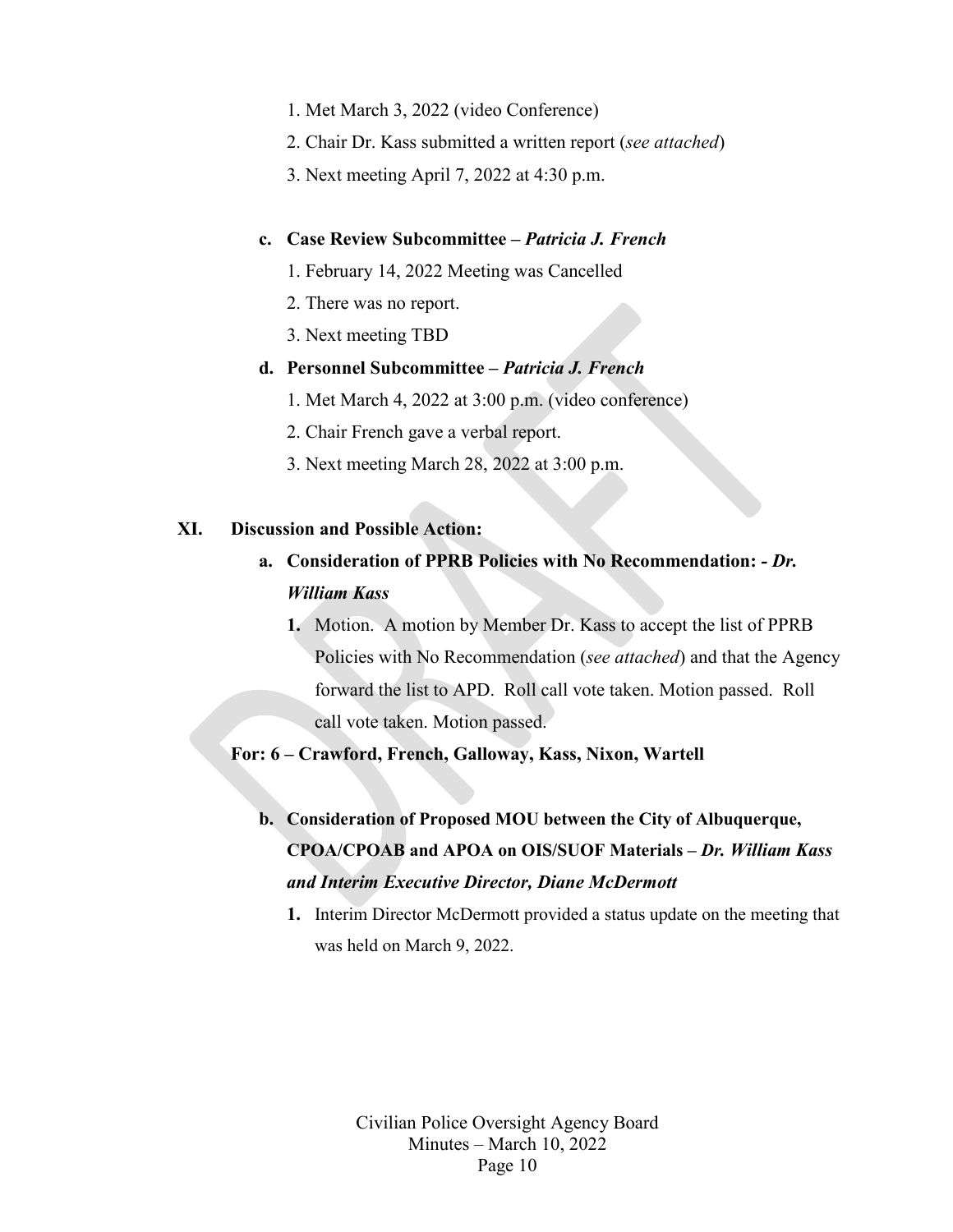1. Met March 3, 2022 (video Conference)
2. Chair Dr. Kass submitted a written report (*see attached*)
3. Next meeting April 7, 2022 at 4:30 p.m.

**c. Case Review Subcommittee – *Patricia J. French***

1. February 14, 2022 Meeting was Cancelled
2. There was no report.
3. Next meeting TBD

**d. Personnel Subcommittee – *Patricia J. French***

1. Met March 4, 2022 at 3:00 p.m. (video conference)
2. Chair French gave a verbal report.
3. Next meeting March 28, 2022 at 3:00 p.m.

**XI. Discussion and Possible Action:**

**a. Consideration of PPRB Policies with No Recommendation: *- Dr. William Kass***

**1.** Motion. A motion by Member Dr. Kass to accept the list of PPRB Policies with No Recommendation (*see attached*) and that the Agency forward the list to APD. Roll call vote taken. Motion passed. Roll call vote taken. Motion passed.

**For: 6 – Crawford, French, Galloway, Kass, Nixon, Wartell**

**b. Consideration of Proposed MOU between the City of Albuquerque, CPOA/CPOAB and APOA on OIS/SUOF Materials – *Dr. William Kass and Interim Executive Director, Diane McDermott***

**1.** Interim Director McDermott provided a status update on the meeting that was held on March 9, 2022.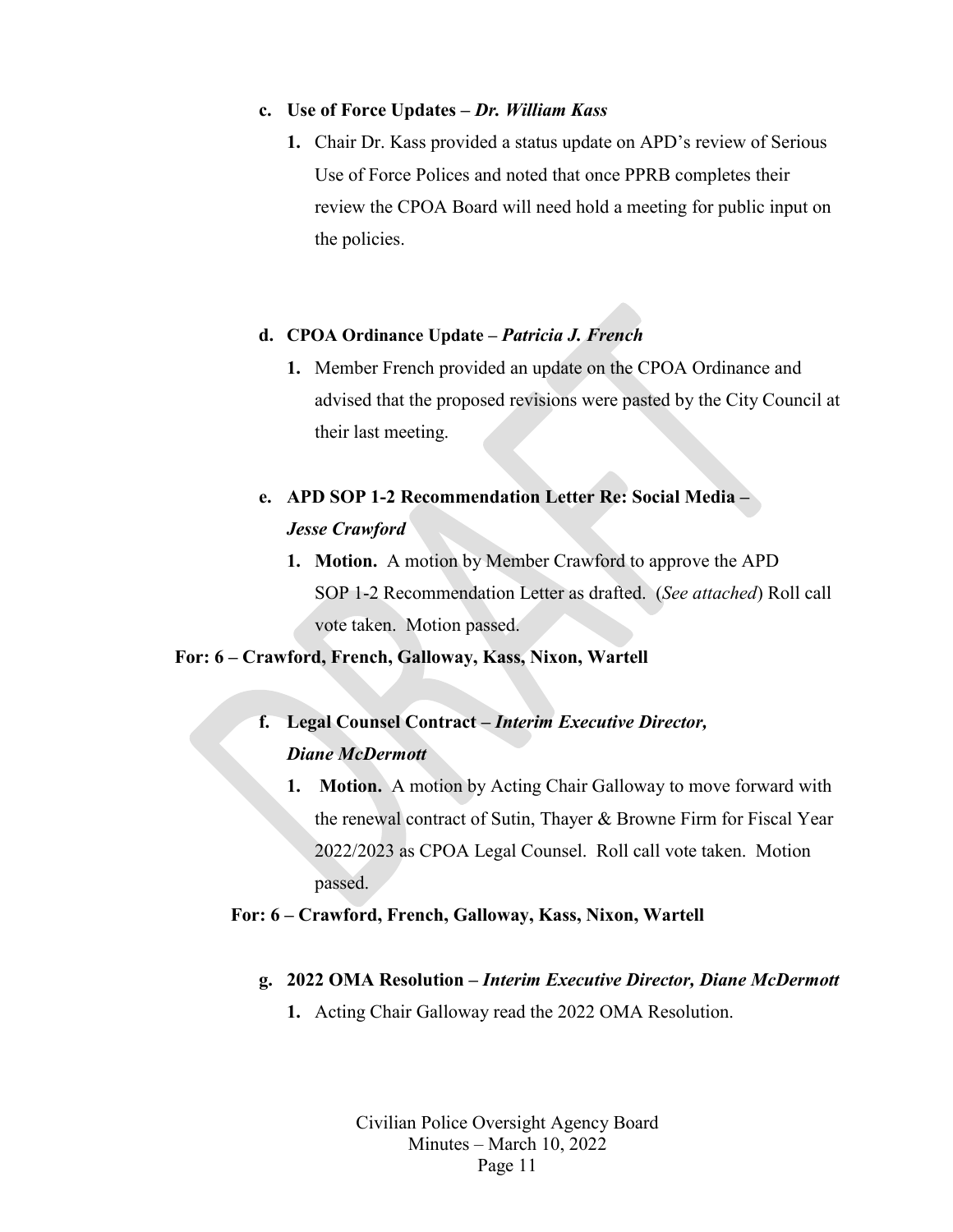**c. Use of Force Updates – *Dr. William Kass***

1. Chair Dr. Kass provided a status update on APD's review of Serious Use of Force Polices and noted that once PPRB completes their review the CPOA Board will need hold a meeting for public input on the policies.

**d. CPOA Ordinance Update – *Patricia J. French***

1. Member French provided an update on the CPOA Ordinance and advised that the proposed revisions were pasted by the City Council at their last meeting.

**e. APD SOP 1-2 Recommendation Letter Re: Social Media – *Jesse Crawford***

1. **Motion.** A motion by Member Crawford to approve the APD SOP 1-2 Recommendation Letter as drafted. (*See attached*) Roll call vote taken. Motion passed.

**For: 6 – Crawford, French, Galloway, Kass, Nixon, Wartell**

**f. Legal Counsel Contract – *Interim Executive Director, Diane McDermott***

1. **Motion.** A motion by Acting Chair Galloway to move forward with the renewal contract of Sutin, Thayer & Browne Firm for Fiscal Year 2022/2023 as CPOA Legal Counsel. Roll call vote taken. Motion passed.

**For: 6 – Crawford, French, Galloway, Kass, Nixon, Wartell**

**g. 2022 OMA Resolution – *Interim Executive Director, Diane McDermott***

1. Acting Chair Galloway read the 2022 OMA Resolution.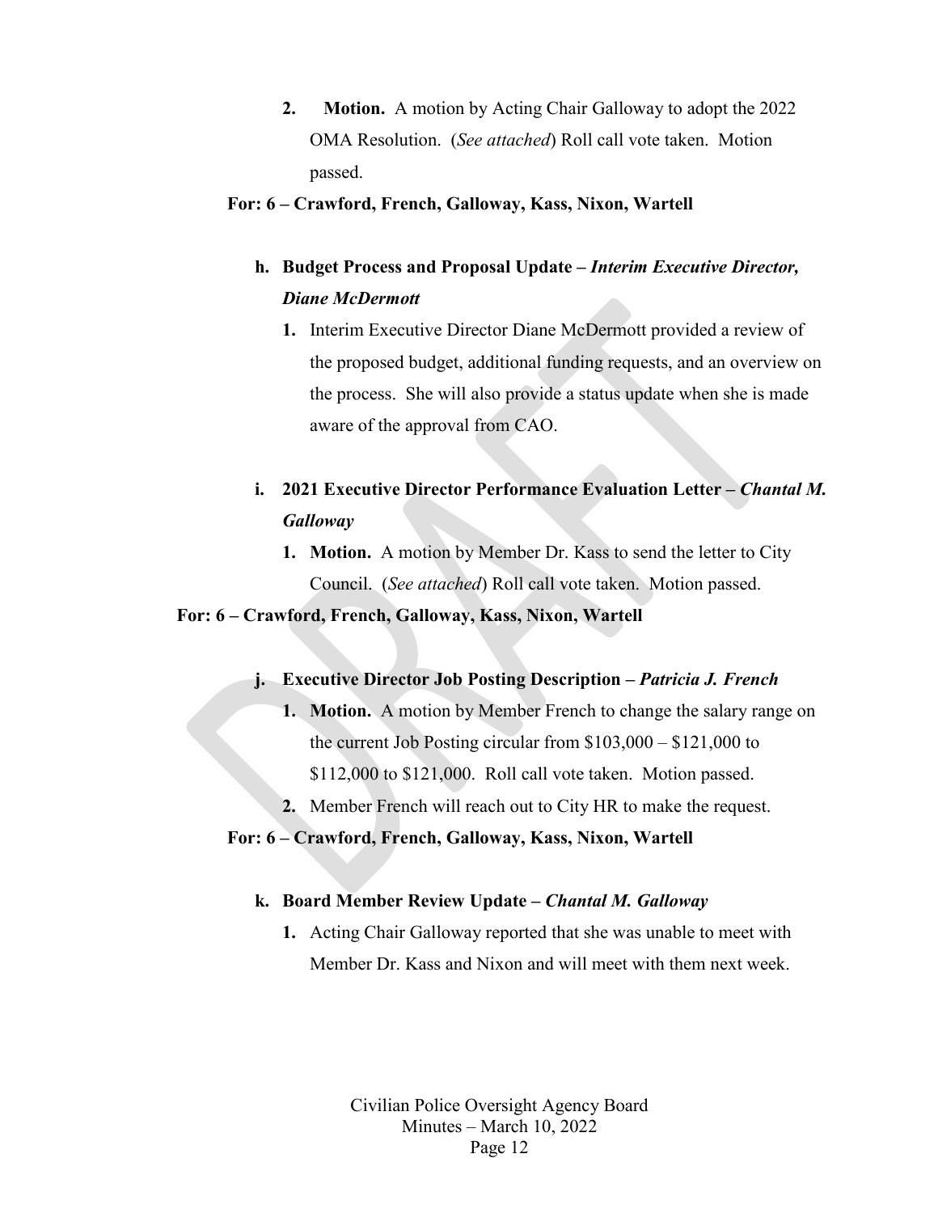2. **Motion.** A motion by Acting Chair Galloway to adopt the 2022 OMA Resolution. (*See attached*) Roll call vote taken. Motion passed.

**For: 6 – Crawford, French, Galloway, Kass, Nixon, Wartell**

**h. Budget Process and Proposal Update –** ***Interim Executive Director, Diane McDermott***

1. Interim Executive Director Diane McDermott provided a review of the proposed budget, additional funding requests, and an overview on the process. She will also provide a status update when she is made aware of the approval from CAO.

**i. 2021 Executive Director Performance Evaluation Letter –** ***Chantal M. Galloway***

1. **Motion.** A motion by Member Dr. Kass to send the letter to City Council. (*See attached*) Roll call vote taken. Motion passed.

**For: 6 – Crawford, French, Galloway, Kass, Nixon, Wartell**

**j. Executive Director Job Posting Description –** ***Patricia J. French***

1. **Motion.** A motion by Member French to change the salary range on the current Job Posting circular from $103,000 – $121,000 to $112,000 to $121,000. Roll call vote taken. Motion passed.
2. Member French will reach out to City HR to make the request.

**For: 6 – Crawford, French, Galloway, Kass, Nixon, Wartell**

**k. Board Member Review Update –** ***Chantal M. Galloway***

1. Acting Chair Galloway reported that she was unable to meet with Member Dr. Kass and Nixon and will meet with them next week.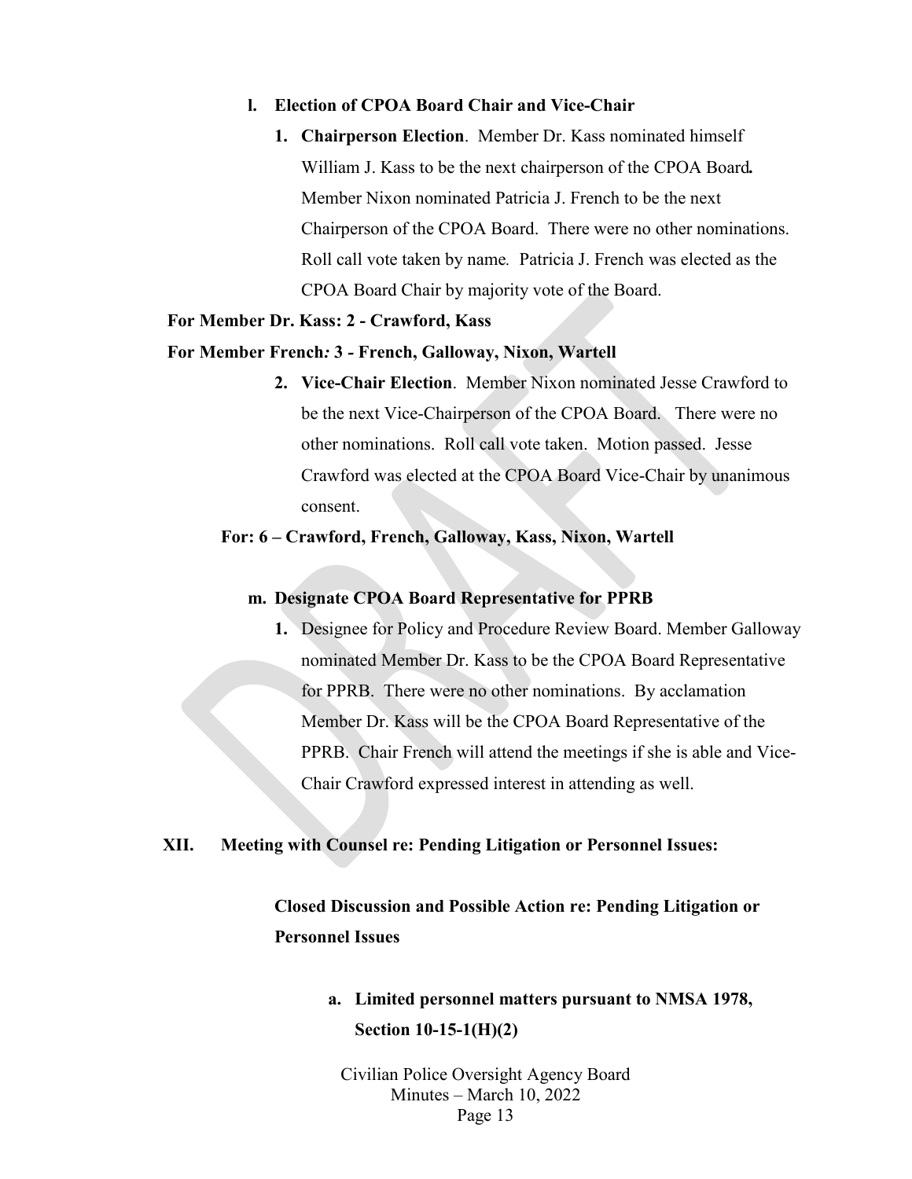**l. Election of CPOA Board Chair and Vice-Chair**

1. **Chairperson Election**. Member Dr. Kass nominated himself William J. Kass to be the next chairperson of the CPOA Board**.** Member Nixon nominated Patricia J. French to be the next Chairperson of the CPOA Board. There were no other nominations. Roll call vote taken by name*.* Patricia J. French was elected as the CPOA Board Chair by majority vote of the Board.

**For Member Dr. Kass: 2 - Crawford, Kass**

**For Member French*:* 3 - French, Galloway, Nixon, Wartell**

2. **Vice-Chair Election**. Member Nixon nominated Jesse Crawford to be the next Vice-Chairperson of the CPOA Board. There were no other nominations. Roll call vote taken. Motion passed. Jesse Crawford was elected at the CPOA Board Vice-Chair by unanimous consent.

**For: 6 – Crawford, French, Galloway, Kass, Nixon, Wartell**

**m. Designate CPOA Board Representative for PPRB**

1. Designee for Policy and Procedure Review Board. Member Galloway nominated Member Dr. Kass to be the CPOA Board Representative for PPRB. There were no other nominations. By acclamation Member Dr. Kass will be the CPOA Board Representative of the PPRB. Chair French will attend the meetings if she is able and Vice-Chair Crawford expressed interest in attending as well.

## XII. Meeting with Counsel re: Pending Litigation or Personnel Issues:

**Closed Discussion and Possible Action re: Pending Litigation or Personnel Issues**

**a. Limited personnel matters pursuant to NMSA 1978, Section 10-15-1(H)(2)**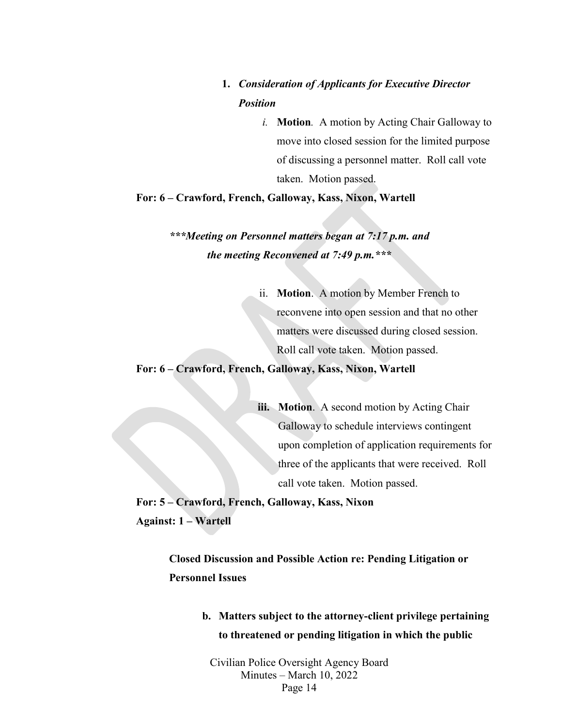1. ***Consideration of Applicants for Executive Director Position***

    *i.* **Motion**. A motion by Acting Chair Galloway to move into closed session for the limited purpose of discussing a personnel matter. Roll call vote taken. Motion passed.

**For: 6 – Crawford, French, Galloway, Kass, Nixon, Wartell**

***\*\*\*Meeting on Personnel matters began at 7:17 p.m. and the meeting Reconvened at 7:49 p.m.\*\*\****

ii. **Motion**. A motion by Member French to reconvene into open session and that no other matters were discussed during closed session. Roll call vote taken. Motion passed.

**For: 6 – Crawford, French, Galloway, Kass, Nixon, Wartell**

**iii. Motion**. A second motion by Acting Chair Galloway to schedule interviews contingent upon completion of application requirements for three of the applicants that were received. Roll call vote taken. Motion passed.

**For: 5 – Crawford, French, Galloway, Kass, Nixon**
**Against: 1 – Wartell**

**Closed Discussion and Possible Action re: Pending Litigation or Personnel Issues**

**b. Matters subject to the attorney-client privilege pertaining to threatened or pending litigation in which the public**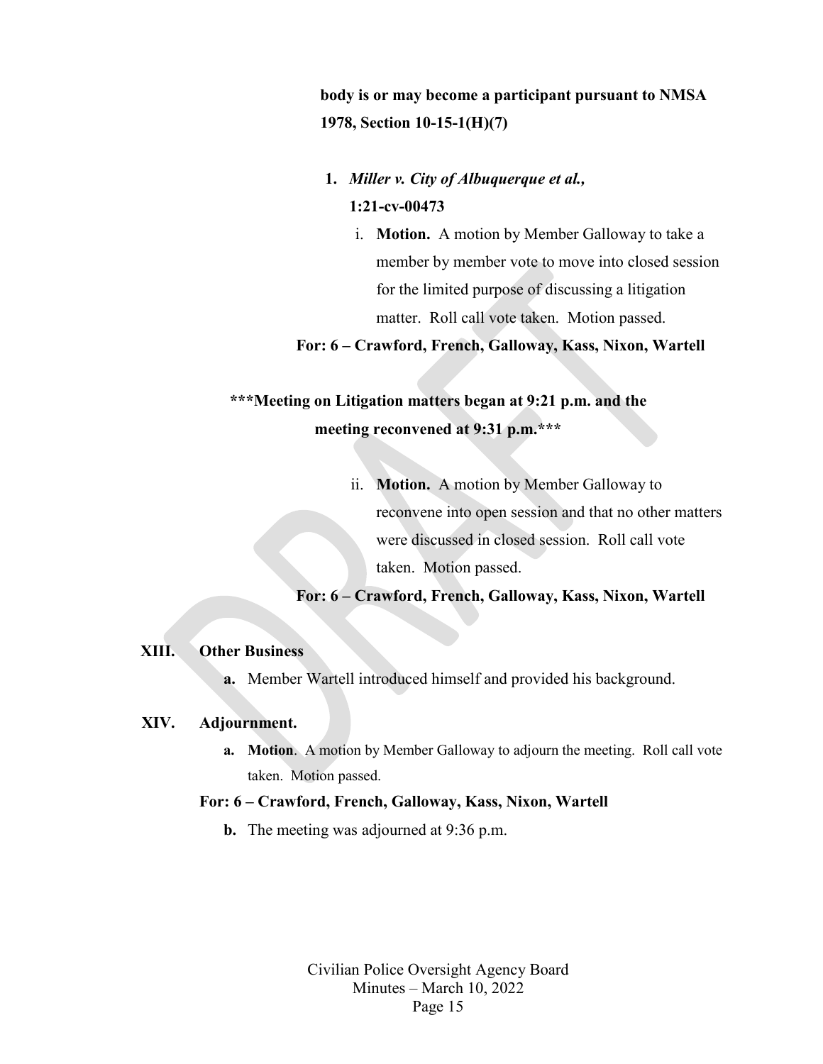**body is or may become a participant pursuant to NMSA 1978, Section 10-15-1(H)(7)**

1. ***Miller v. City of Albuquerque et al.*, 1:21-cv-00473**

   i. **Motion.** A motion by Member Galloway to take a member by member vote to move into closed session for the limited purpose of discussing a litigation matter. Roll call vote taken. Motion passed.

   **For: 6 – Crawford, French, Galloway, Kass, Nixon, Wartell**

**\*\*\*Meeting on Litigation matters began at 9:21 p.m. and the meeting reconvened at 9:31 p.m.\*\*\***

   ii. **Motion.** A motion by Member Galloway to reconvene into open session and that no other matters were discussed in closed session. Roll call vote taken. Motion passed.

   **For: 6 – Crawford, French, Galloway, Kass, Nixon, Wartell**

## XIII. Other Business

**a.** Member Wartell introduced himself and provided his background.

## XIV. Adjournment.

**a. Motion**. A motion by Member Galloway to adjourn the meeting. Roll call vote taken. Motion passed.

**For: 6 – Crawford, French, Galloway, Kass, Nixon, Wartell**

**b.** The meeting was adjourned at 9:36 p.m.

Civilian Police Oversight Agency Board
Minutes – March 10, 2022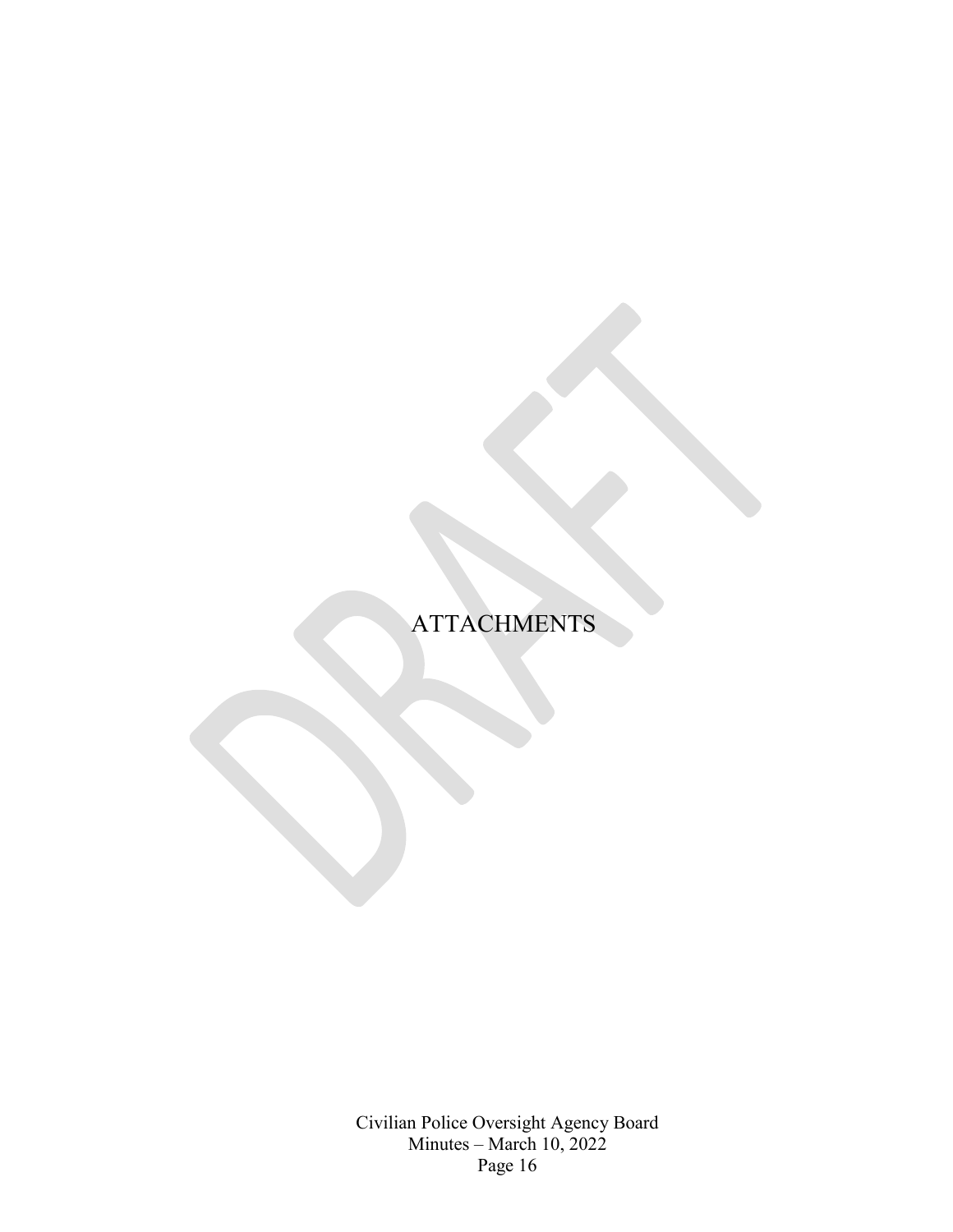# ATTACHMENTS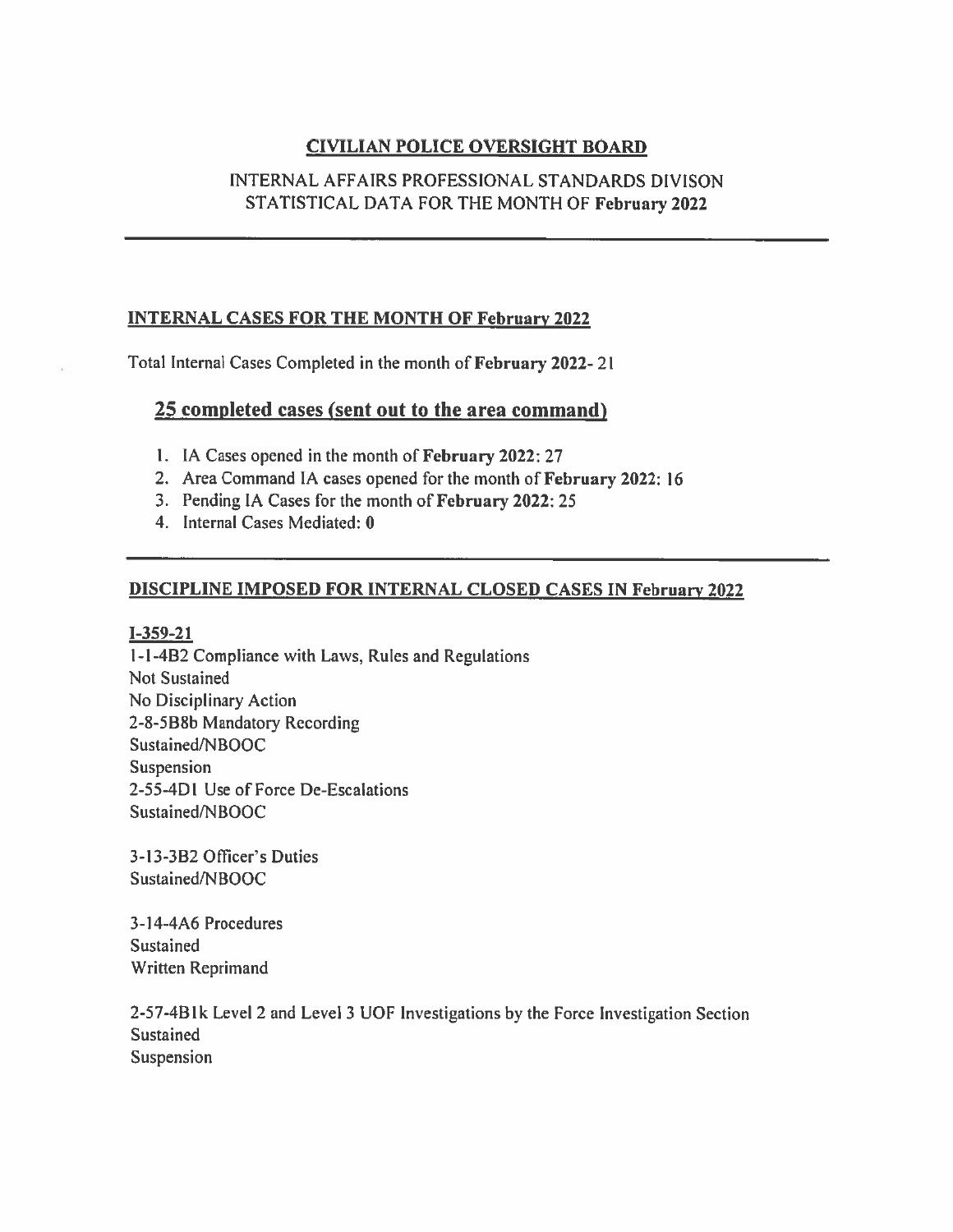## CIVILIAN POLICE OVERSIGHT BOARD

INTERNAL AFFAIRS PROFESSIONAL STANDARDS DIVISON
STATISTICAL DATA FOR THE MONTH OF **February 2022**

---

### INTERNAL CASES FOR THE MONTH OF February 2022

Total Internal Cases Completed in the month of **February 2022**- 21

## 25 completed cases (sent out to the area command)

1. IA Cases opened in the month of **February 2022**: 27
2. Area Command IA cases opened for the month of **February 2022**: 16
3. Pending IA Cases for the month of **February 2022**: 25
4. Internal Cases Mediated: **0**

---

### DISCIPLINE IMPOSED FOR INTERNAL CLOSED CASES IN February 2022

**I-359-21**
1-1-4B2 Compliance with Laws, Rules and Regulations
Not Sustained
No Disciplinary Action
2-8-5B8b Mandatory Recording
Sustained/NBOOC
Suspension
2-55-4D1 Use of Force De-Escalations
Sustained/NBOOC

3-13-3B2 Officer's Duties
Sustained/NBOOC

3-14-4A6 Procedures
Sustained
Written Reprimand

2-57-4B1k Level 2 and Level 3 UOF Investigations by the Force Investigation Section
Sustained
Suspension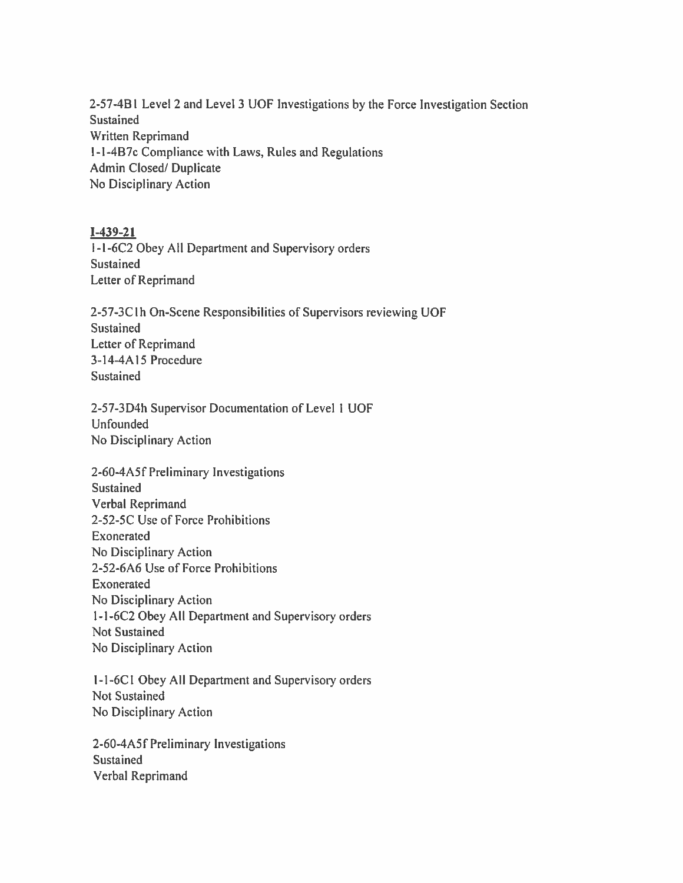2-57-4B1 Level 2 and Level 3 UOF Investigations by the Force Investigation Section
Sustained
Written Reprimand
1-1-4B7c Compliance with Laws, Rules and Regulations
Admin Closed/ Duplicate
No Disciplinary Action

**I-439-21**
1-1-6C2 Obey All Department and Supervisory orders
Sustained
Letter of Reprimand

2-57-3C1h On-Scene Responsibilities of Supervisors reviewing UOF
Sustained
Letter of Reprimand
3-14-4A15 Procedure
Sustained

2-57-3D4h Supervisor Documentation of Level 1 UOF
Unfounded
No Disciplinary Action

2-60-4A5f Preliminary Investigations
Sustained
Verbal Reprimand
2-52-5C Use of Force Prohibitions
Exonerated
No Disciplinary Action
2-52-6A6 Use of Force Prohibitions
Exonerated
No Disciplinary Action
1-1-6C2 Obey All Department and Supervisory orders
Not Sustained
No Disciplinary Action

1-1-6C1 Obey All Department and Supervisory orders
Not Sustained
No Disciplinary Action

2-60-4A5f Preliminary Investigations
Sustained
Verbal Reprimand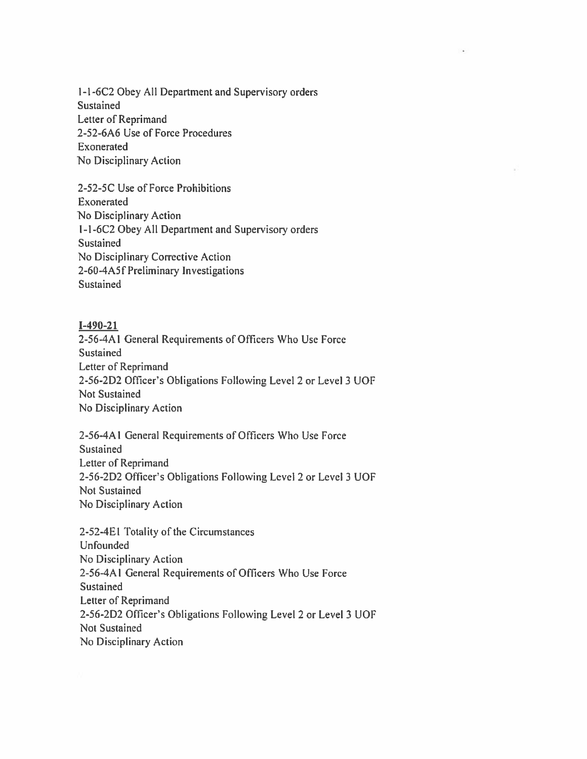1-1-6C2 Obey All Department and Supervisory orders
Sustained
Letter of Reprimand
2-52-6A6 Use of Force Procedures
Exonerated
No Disciplinary Action

2-52-5C Use of Force Prohibitions
Exonerated
No Disciplinary Action
1-1-6C2 Obey All Department and Supervisory orders
Sustained
No Disciplinary Corrective Action
2-60-4A5f Preliminary Investigations
Sustained

**I-490-21**
2-56-4A1 General Requirements of Officers Who Use Force
Sustained
Letter of Reprimand
2-56-2D2 Officer's Obligations Following Level 2 or Level 3 UOF
Not Sustained
No Disciplinary Action

2-56-4A1 General Requirements of Officers Who Use Force
Sustained
Letter of Reprimand
2-56-2D2 Officer's Obligations Following Level 2 or Level 3 UOF
Not Sustained
No Disciplinary Action

2-52-4E1 Totality of the Circumstances
Unfounded
No Disciplinary Action
2-56-4A1 General Requirements of Officers Who Use Force
Sustained
Letter of Reprimand
2-56-2D2 Officer's Obligations Following Level 2 or Level 3 UOF
Not Sustained
No Disciplinary Action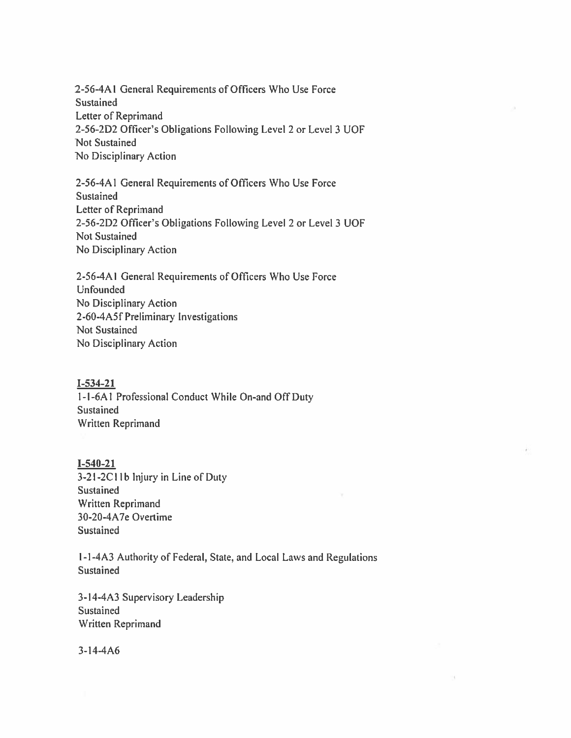2-56-4A1 General Requirements of Officers Who Use Force
Sustained
Letter of Reprimand
2-56-2D2 Officer's Obligations Following Level 2 or Level 3 UOF
Not Sustained
No Disciplinary Action

2-56-4A1 General Requirements of Officers Who Use Force
Sustained
Letter of Reprimand
2-56-2D2 Officer's Obligations Following Level 2 or Level 3 UOF
Not Sustained
No Disciplinary Action

2-56-4A1 General Requirements of Officers Who Use Force
Unfounded
No Disciplinary Action
2-60-4A5f Preliminary Investigations
Not Sustained
No Disciplinary Action

**I-534-21**
1-1-6A1 Professional Conduct While On-and Off Duty
Sustained
Written Reprimand

**I-540-21**
3-21-2C11b Injury in Line of Duty
Sustained
Written Reprimand
30-20-4A7e Overtime
Sustained

1-1-4A3 Authority of Federal, State, and Local Laws and Regulations
Sustained

3-14-4A3 Supervisory Leadership
Sustained
Written Reprimand

3-14-4A6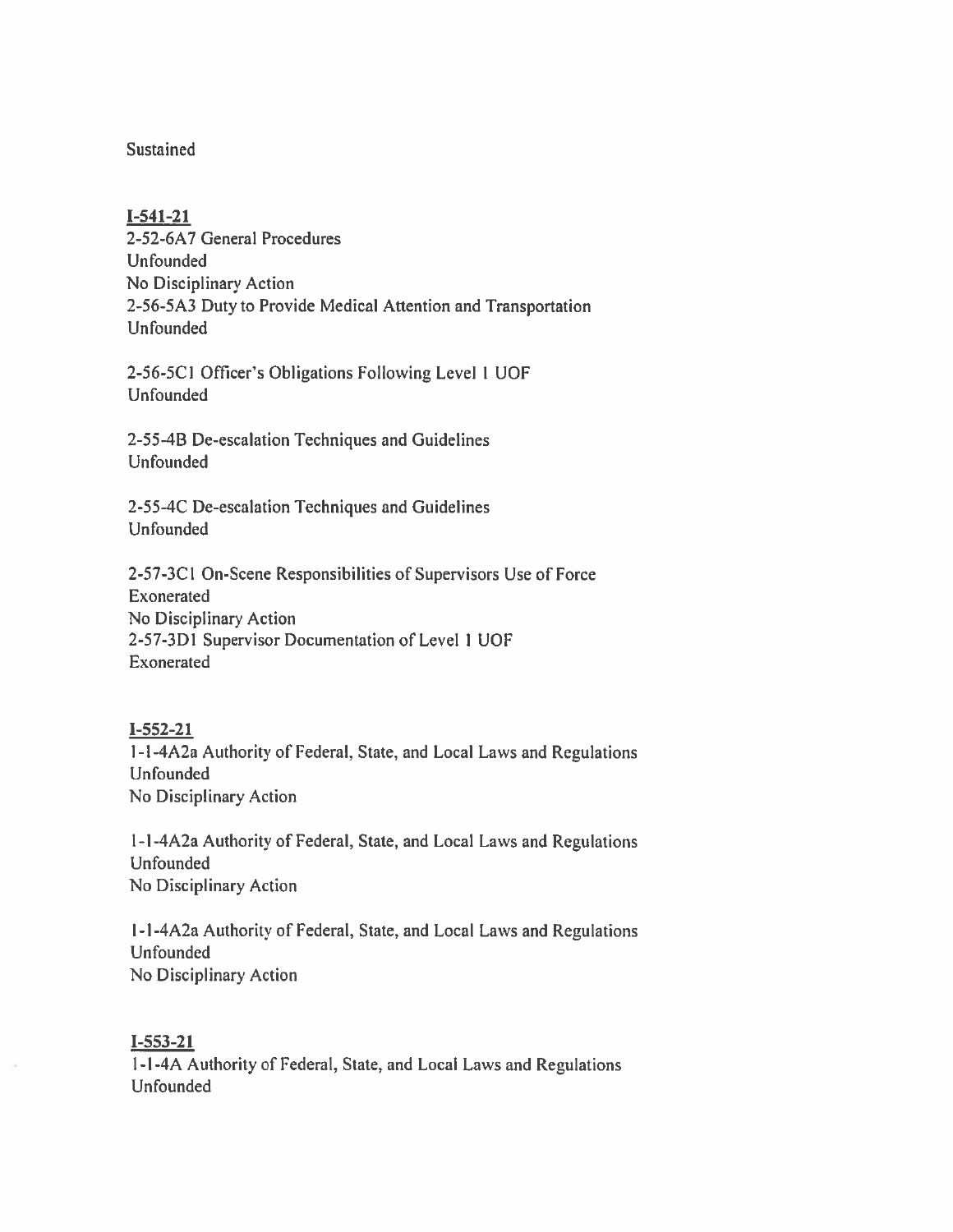Sustained

**I-541-21**
2-52-6A7 General Procedures
Unfounded
No Disciplinary Action
2-56-5A3 Duty to Provide Medical Attention and Transportation
Unfounded

2-56-5C1 Officer's Obligations Following Level 1 UOF
Unfounded

2-55-4B De-escalation Techniques and Guidelines
Unfounded

2-55-4C De-escalation Techniques and Guidelines
Unfounded

2-57-3C1 On-Scene Responsibilities of Supervisors Use of Force
Exonerated
No Disciplinary Action
2-57-3D1 Supervisor Documentation of Level 1 UOF
Exonerated

**I-552-21**
1-1-4A2a Authority of Federal, State, and Local Laws and Regulations
Unfounded
No Disciplinary Action

1-1-4A2a Authority of Federal, State, and Local Laws and Regulations
Unfounded
No Disciplinary Action

1-1-4A2a Authority of Federal, State, and Local Laws and Regulations
Unfounded
No Disciplinary Action

**I-553-21**
1-1-4A Authority of Federal, State, and Local Laws and Regulations
Unfounded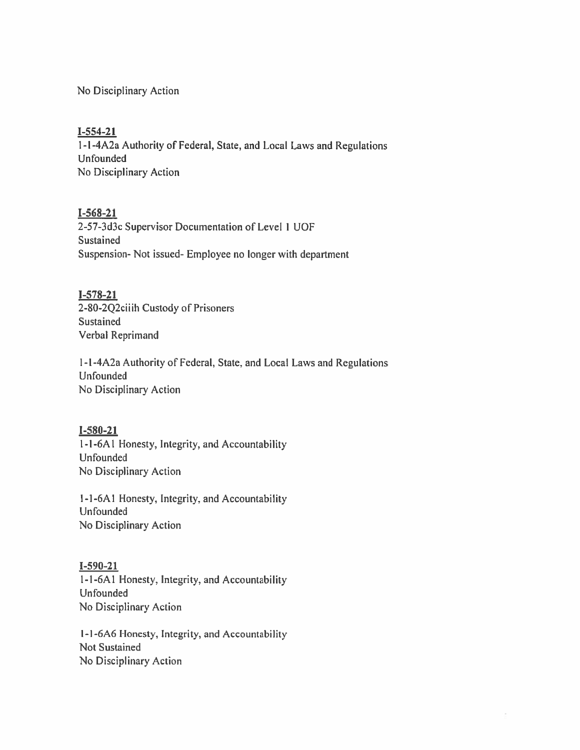No Disciplinary Action

**I-554-21**
1-1-4A2a Authority of Federal, State, and Local Laws and Regulations
Unfounded
No Disciplinary Action

**I-568-21**
2-57-3d3c Supervisor Documentation of Level 1 UOF
Sustained
Suspension- Not issued- Employee no longer with department

**I-578-21**
2-80-2Q2ciiih Custody of Prisoners
Sustained
Verbal Reprimand

1-1-4A2a Authority of Federal, State, and Local Laws and Regulations
Unfounded
No Disciplinary Action

**I-580-21**
1-1-6A1 Honesty, Integrity, and Accountability
Unfounded
No Disciplinary Action

1-1-6A1 Honesty, Integrity, and Accountability
Unfounded
No Disciplinary Action

**I-590-21**
1-1-6A1 Honesty, Integrity, and Accountability
Unfounded
No Disciplinary Action

1-1-6A6 Honesty, Integrity, and Accountability
Not Sustained
No Disciplinary Action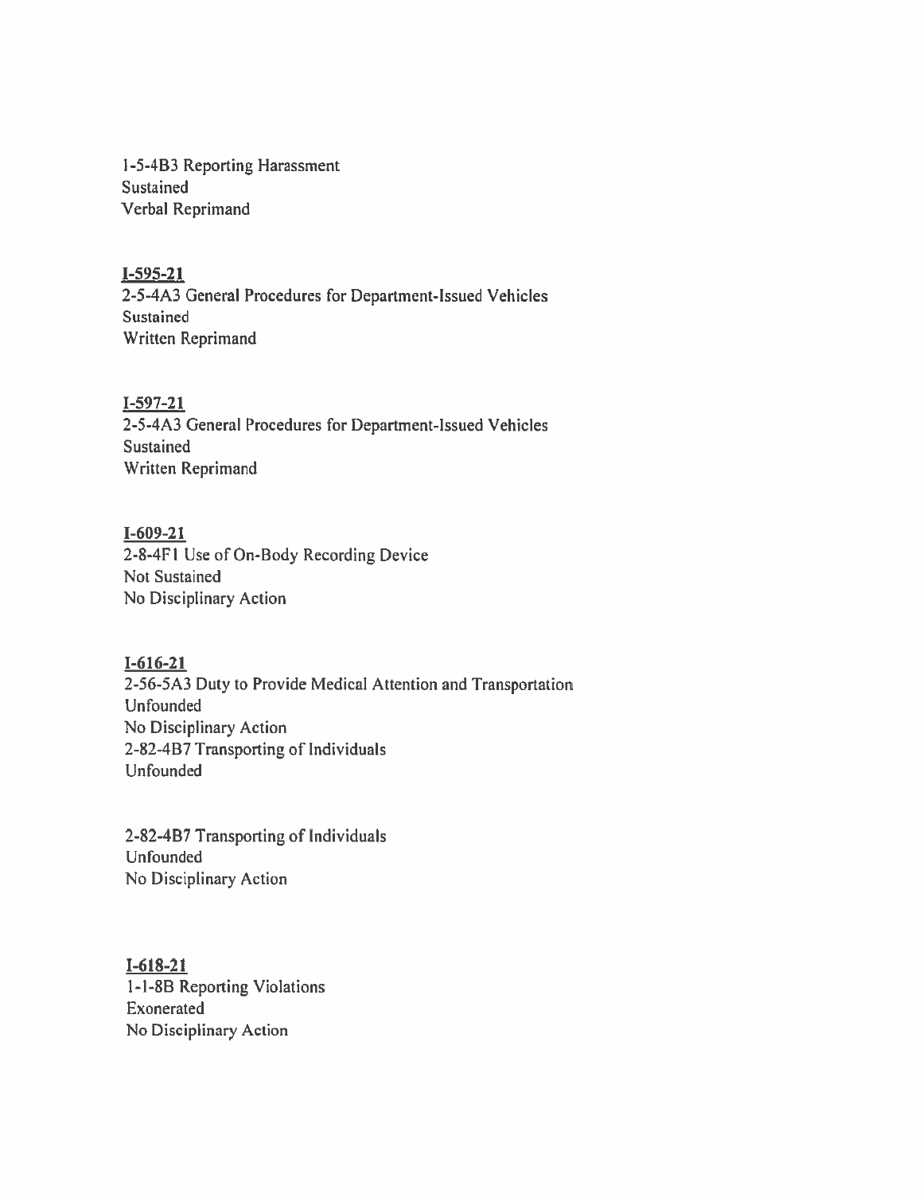1-5-4B3 Reporting Harassment
Sustained
Verbal Reprimand

**I-595-21**
2-5-4A3 General Procedures for Department-Issued Vehicles
Sustained
Written Reprimand

**I-597-21**
2-5-4A3 General Procedures for Department-Issued Vehicles
Sustained
Written Reprimand

**I-609-21**
2-8-4F1 Use of On-Body Recording Device
Not Sustained
No Disciplinary Action

**I-616-21**
2-56-5A3 Duty to Provide Medical Attention and Transportation
Unfounded
No Disciplinary Action
2-82-4B7 Transporting of Individuals
Unfounded

2-82-4B7 Transporting of Individuals
Unfounded
No Disciplinary Action

**I-618-21**
1-1-8B Reporting Violations
Exonerated
No Disciplinary Action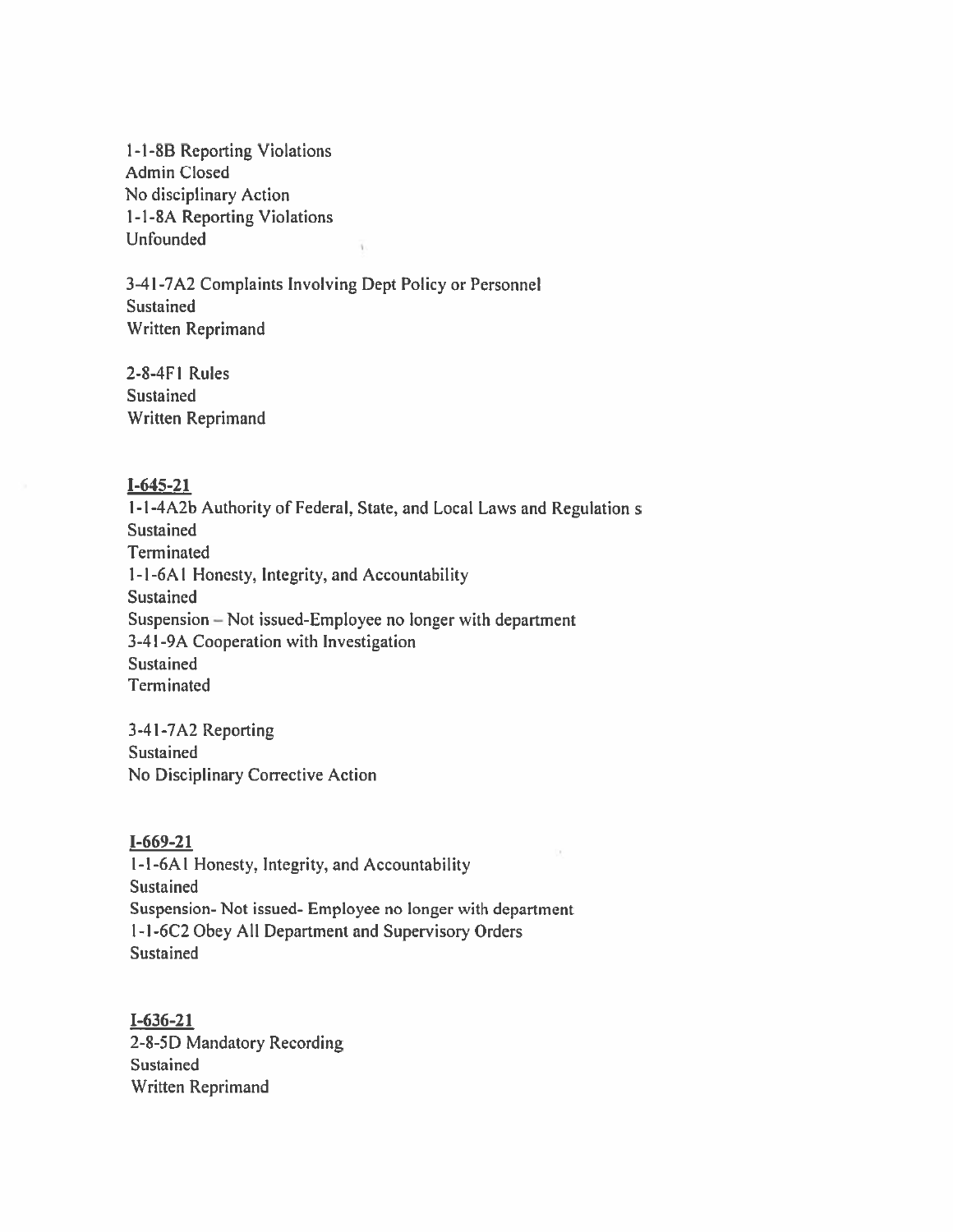1-1-8B Reporting Violations
Admin Closed
No disciplinary Action
1-1-8A Reporting Violations
Unfounded

3-41-7A2 Complaints Involving Dept Policy or Personnel
Sustained
Written Reprimand

2-8-4F1 Rules
Sustained
Written Reprimand

**I-645-21**
1-1-4A2b Authority of Federal, State, and Local Laws and Regulation s
Sustained
Terminated
1-1-6A1 Honesty, Integrity, and Accountability
Sustained
Suspension – Not issued-Employee no longer with department
3-41-9A Cooperation with Investigation
Sustained
Terminated

3-41-7A2 Reporting
Sustained
No Disciplinary Corrective Action

**I-669-21**
1-1-6A1 Honesty, Integrity, and Accountability
Sustained
Suspension- Not issued- Employee no longer with department
1-1-6C2 Obey All Department and Supervisory Orders
Sustained

**I-636-21**
2-8-5D Mandatory Recording
Sustained
Written Reprimand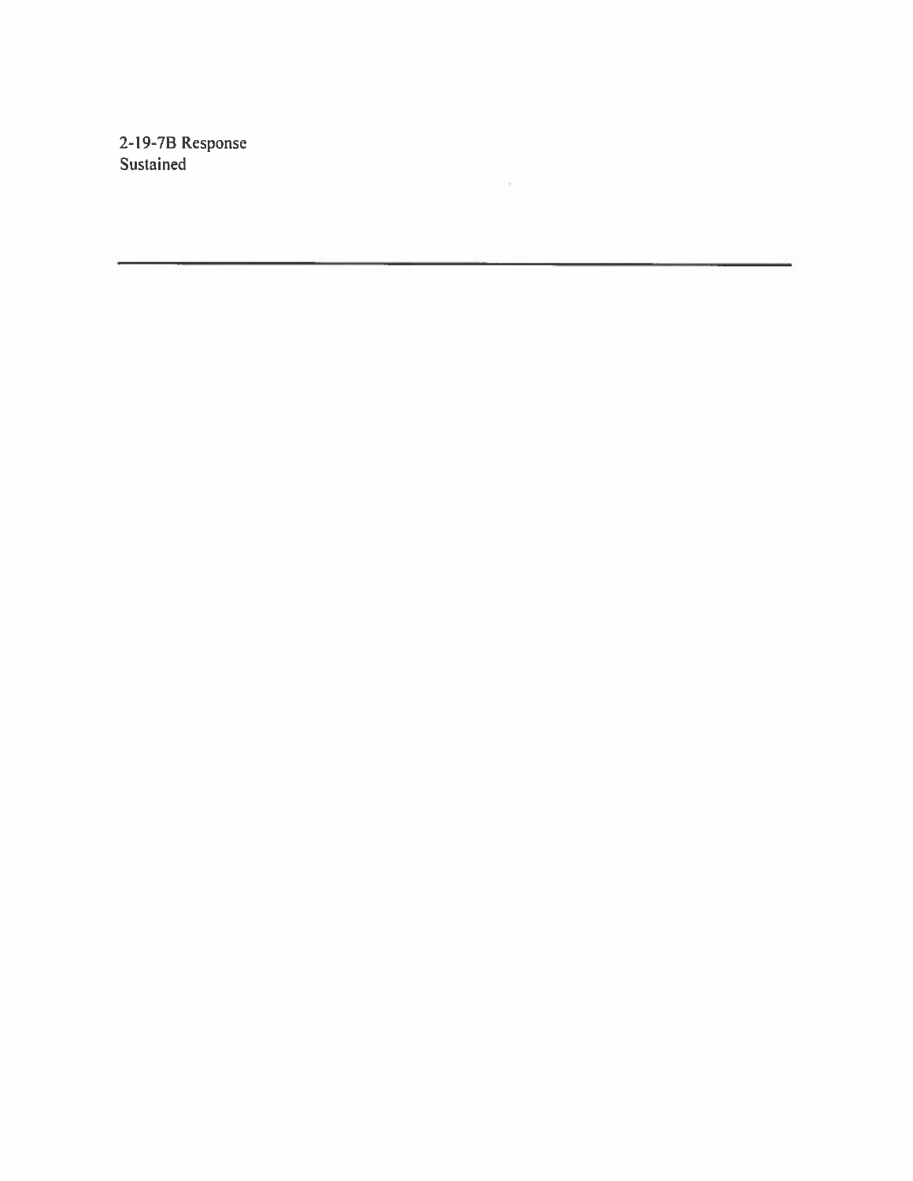2-19-7B Response
Sustained

---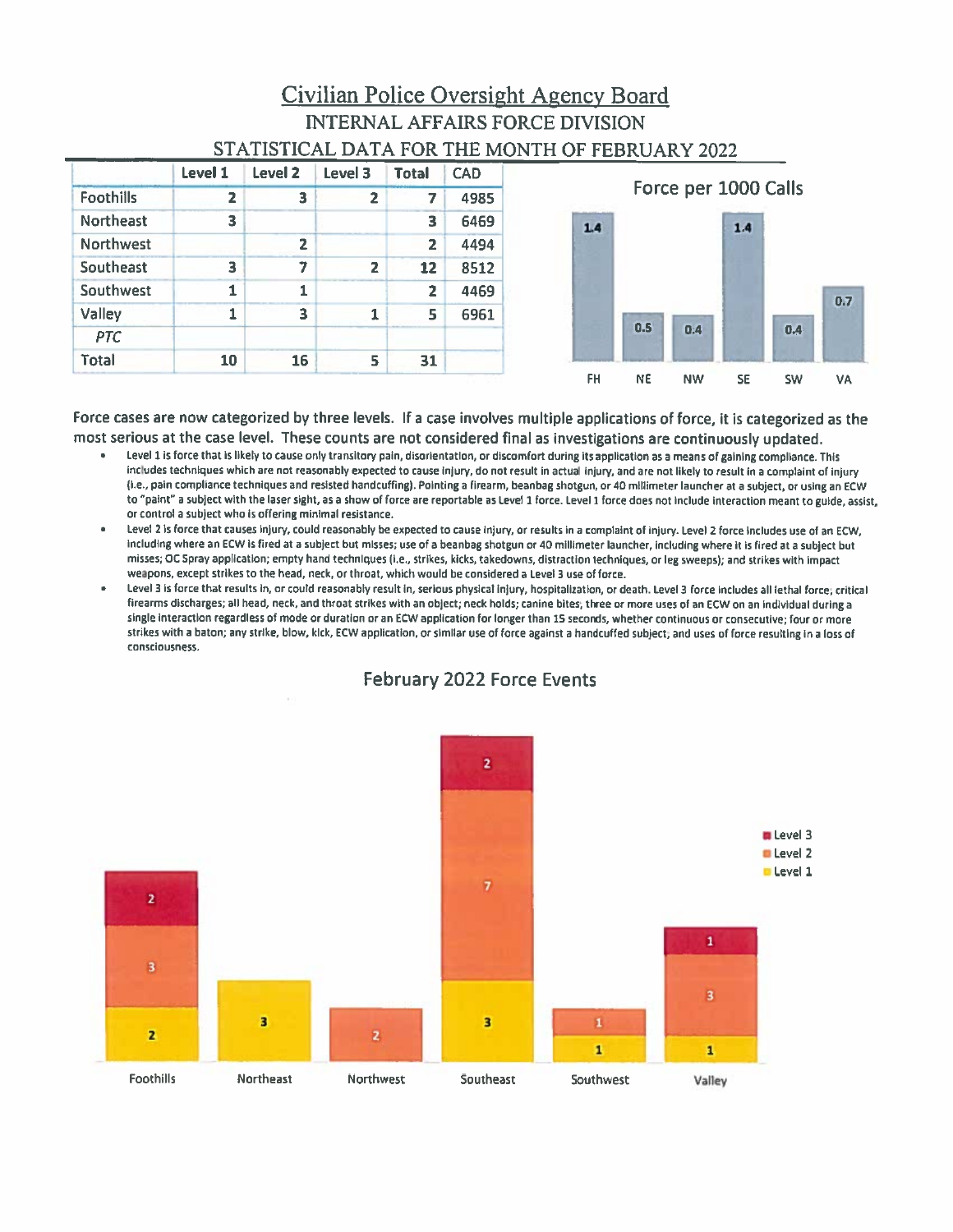# Civilian Police Oversight Agency Board

## INTERNAL AFFAIRS FORCE DIVISION

## STATISTICAL DATA FOR THE MONTH OF FEBRUARY 2022

| | Level 1 | Level 2 | Level 3 | Total | CAD |
|---|---|---|---|---|---|
| Foothills | 2 | 3 | 2 | 7 | 4985 |
| Northeast | 3 | | | 3 | 6469 |
| Northwest | | 2 | | 2 | 4494 |
| Southeast | 3 | 7 | 2 | 12 | 8512 |
| Southwest | 1 | 1 | | 2 | 4469 |
| Valley | 1 | 3 | 1 | 5 | 6961 |
| *PTC* | | | | | |
| Total | 10 | 16 | 5 | 31 | |

**Force per 1000 Calls**

| FH | NE | NW | SE | SW | VA |
|---|---|---|---|---|---|
| 1.4 | 0.5 | 0.4 | 1.4 | 0.4 | 0.7 |

Force cases are now categorized by three levels. If a case involves multiple applications of force, it is categorized as the most serious at the case level. These counts are not considered final as investigations are continuously updated.

- Level 1 is force that is likely to cause only transitory pain, disorientation, or discomfort during its application as a means of gaining compliance. This includes techniques which are not reasonably expected to cause injury, do not result in actual injury, and are not likely to result in a complaint of injury (i.e., pain compliance techniques and resisted handcuffing). Pointing a firearm, beanbag shotgun, or 40 millimeter launcher at a subject, or using an ECW to "paint" a subject with the laser sight, as a show of force are reportable as Level 1 force. Level 1 force does not include interaction meant to guide, assist, or control a subject who is offering minimal resistance.
- Level 2 is force that causes injury, could reasonably be expected to cause injury, or results in a complaint of injury. Level 2 force includes use of an ECW, including where an ECW is fired at a subject but misses; use of a beanbag shotgun or 40 millimeter launcher, including where it is fired at a subject but misses; OC Spray application; empty hand techniques (i.e., strikes, kicks, takedowns, distraction techniques, or leg sweeps); and strikes with impact weapons, except strikes to the head, neck, or throat, which would be considered a Level 3 use of force.
- Level 3 is force that results in, or could reasonably result in, serious physical injury, hospitalization, or death. Level 3 force includes all lethal force; critical firearms discharges; all head, neck, and throat strikes with an object; neck holds; canine bites; three or more uses of an ECW on an individual during a single interaction regardless of mode or duration or an ECW application for longer than 15 seconds, whether continuous or consecutive; four or more strikes with a baton; any strike, blow, kick, ECW application, or similar use of force against a handcuffed subject; and uses of force resulting in a loss of consciousness.

**February 2022 Force Events**

| | Level 1 | Level 2 | Level 3 |
|---|---|---|---|
| Foothills | 2 | 3 | 2 |
| Northeast | 3 | | |
| Northwest | | 2 | |
| Southeast | 3 | 7 | 2 |
| Southwest | 1 | 1 | |
| Valley | 1 | 3 | 1 |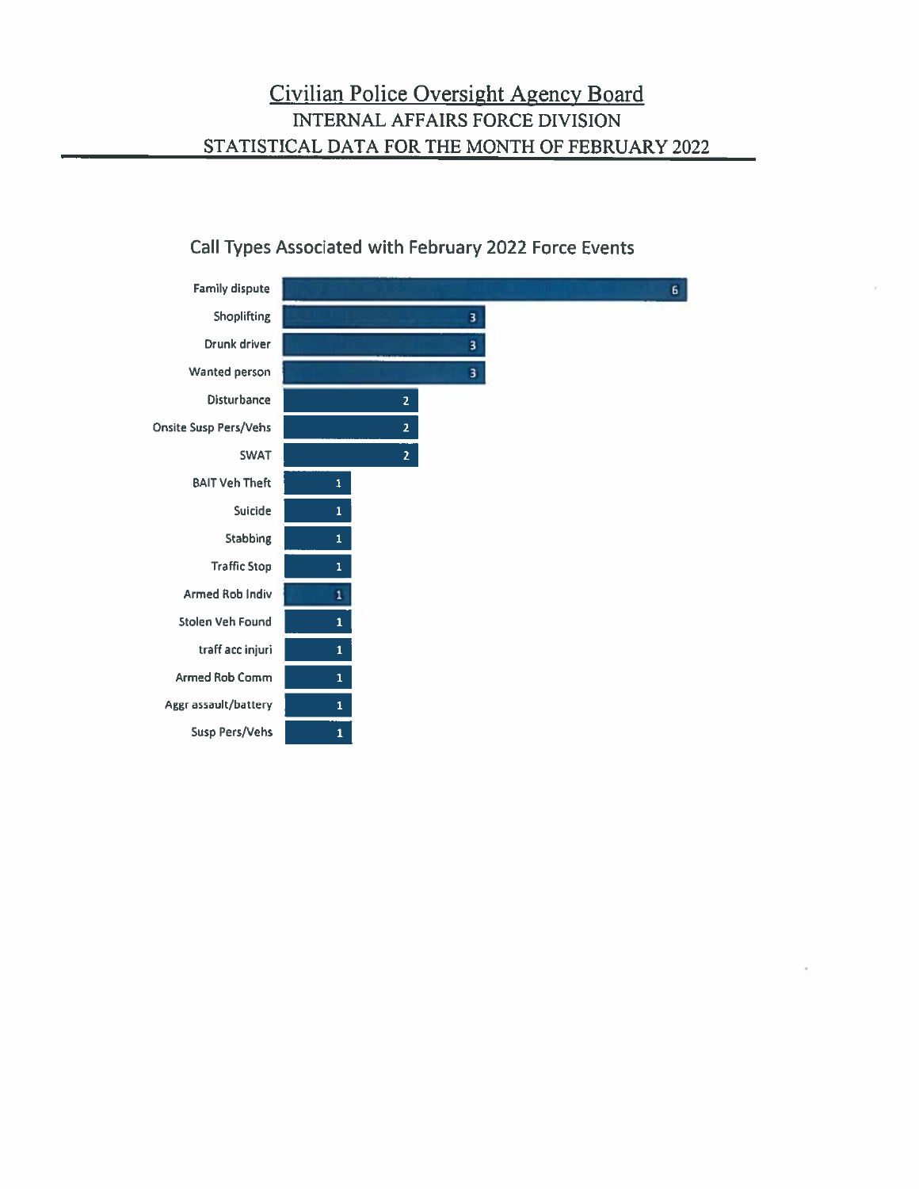# Civilian Police Oversight Agency Board

## INTERNAL AFFAIRS FORCE DIVISION

## STATISTICAL DATA FOR THE MONTH OF FEBRUARY 2022

### Call Types Associated with February 2022 Force Events

| Call Type | Count |
|---|---|
| Family dispute | 6 |
| Shoplifting | 3 |
| Drunk driver | 3 |
| Wanted person | 3 |
| Disturbance | 2 |
| Onsite Susp Pers/Vehs | 2 |
| SWAT | 2 |
| BAIT Veh Theft | 1 |
| Suicide | 1 |
| Stabbing | 1 |
| Traffic Stop | 1 |
| Armed Rob Indiv | 1 |
| Stolen Veh Found | 1 |
| traff acc injuri | 1 |
| Armed Rob Comm | 1 |
| Aggr assault/battery | 1 |
| Susp Pers/Vehs | 1 |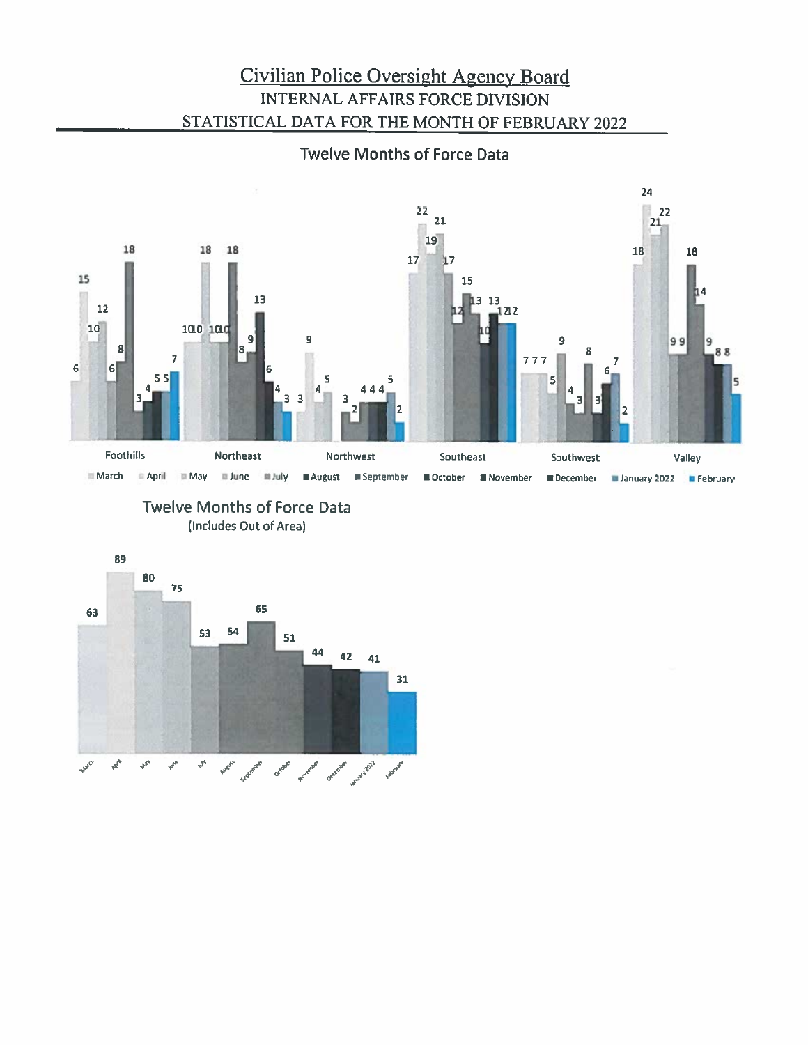# Civilian Police Oversight Agency Board

## INTERNAL AFFAIRS FORCE DIVISION

## STATISTICAL DATA FOR THE MONTH OF FEBRUARY 2022

### Twelve Months of Force Data

| Area | March | April | May | June | July | August | September | October | November | December | January 2022 | February |
|---|---|---|---|---|---|---|---|---|---|---|---|---|
| Foothills | 6 | 15 | 10 | 12 | 6 | 8 | 18 | 3 | 4 | 5 | 5 | 7 |
| Northeast | 10 | 10 | 18 | 10 | 10 | 18 | 8 | 9 | 13 | 6 | 4 | 3 |
| Northwest | 3 | 9 | 4 | 5 | | 3 | 2 | 4 | 4 | 4 | 5 | 2 |
| Southeast | 17 | 22 | 19 | 21 | 17 | 12 | 15 | 13 | 10 | 13 | 12 | 12 |
| Southwest | 7 | 7 | 7 | 5 | 9 | 4 | 3 | 8 | 3 | 6 | 7 | 2 |
| Valley | 18 | 24 | 21 | 22 | 9 | 9 | 18 | 14 | 9 | 8 | 8 | 5 |

### Twelve Months of Force Data
(Includes Out of Area)

| March | April | May | June | July | August | September | October | November | December | January 2022 | February |
|---|---|---|---|---|---|---|---|---|---|---|---|
| 63 | 89 | 80 | 75 | 53 | 54 | 65 | 51 | 44 | 42 | 41 | 31 |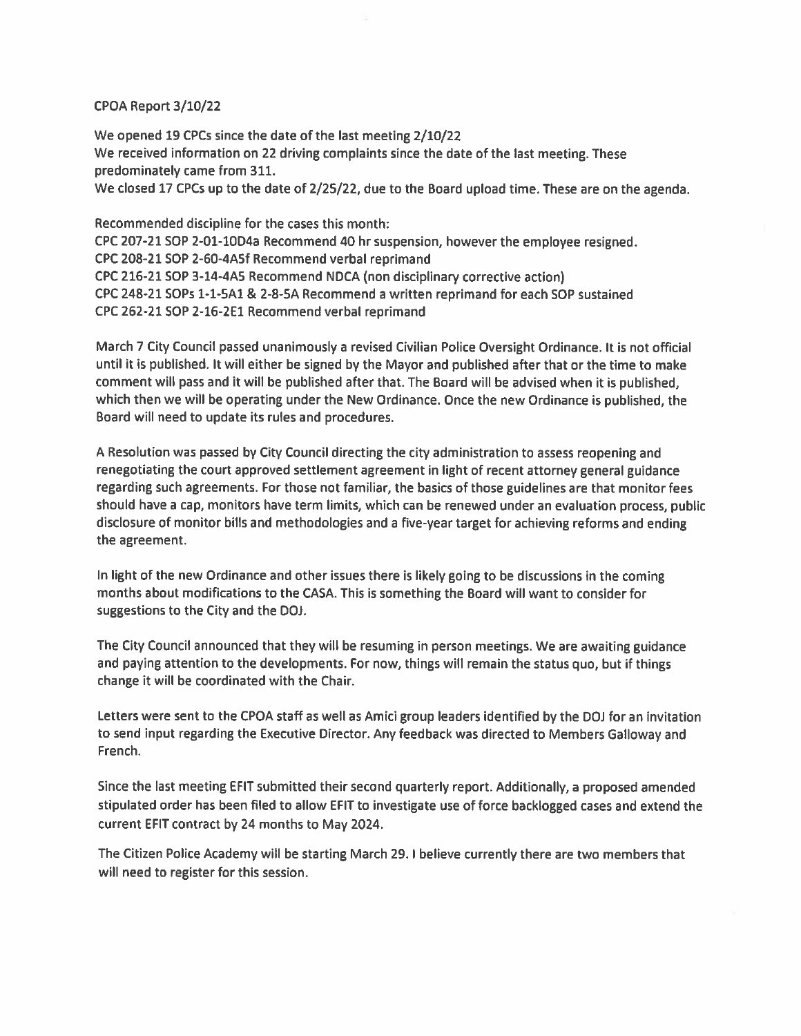CPOA Report 3/10/22

We opened 19 CPCs since the date of the last meeting 2/10/22
We received information on 22 driving complaints since the date of the last meeting. These predominately came from 311.
We closed 17 CPCs up to the date of 2/25/22, due to the Board upload time. These are on the agenda.

Recommended discipline for the cases this month:
CPC 207-21 SOP 2-01-10D4a Recommend 40 hr suspension, however the employee resigned.
CPC 208-21 SOP 2-60-4A5f Recommend verbal reprimand
CPC 216-21 SOP 3-14-4A5 Recommend NDCA (non disciplinary corrective action)
CPC 248-21 SOPs 1-1-5A1 & 2-8-5A Recommend a written reprimand for each SOP sustained
CPC 262-21 SOP 2-16-2E1 Recommend verbal reprimand

March 7 City Council passed unanimously a revised Civilian Police Oversight Ordinance. It is not official until it is published. It will either be signed by the Mayor and published after that or the time to make comment will pass and it will be published after that. The Board will be advised when it is published, which then we will be operating under the New Ordinance. Once the new Ordinance is published, the Board will need to update its rules and procedures.

A Resolution was passed by City Council directing the city administration to assess reopening and renegotiating the court approved settlement agreement in light of recent attorney general guidance regarding such agreements. For those not familiar, the basics of those guidelines are that monitor fees should have a cap, monitors have term limits, which can be renewed under an evaluation process, public disclosure of monitor bills and methodologies and a five-year target for achieving reforms and ending the agreement.

In light of the new Ordinance and other issues there is likely going to be discussions in the coming months about modifications to the CASA. This is something the Board will want to consider for suggestions to the City and the DOJ.

The City Council announced that they will be resuming in person meetings. We are awaiting guidance and paying attention to the developments. For now, things will remain the status quo, but if things change it will be coordinated with the Chair.

Letters were sent to the CPOA staff as well as Amici group leaders identified by the DOJ for an invitation to send input regarding the Executive Director. Any feedback was directed to Members Galloway and French.

Since the last meeting EFIT submitted their second quarterly report. Additionally, a proposed amended stipulated order has been filed to allow EFIT to investigate use of force backlogged cases and extend the current EFIT contract by 24 months to May 2024.

The Citizen Police Academy will be starting March 29. I believe currently there are two members that will need to register for this session.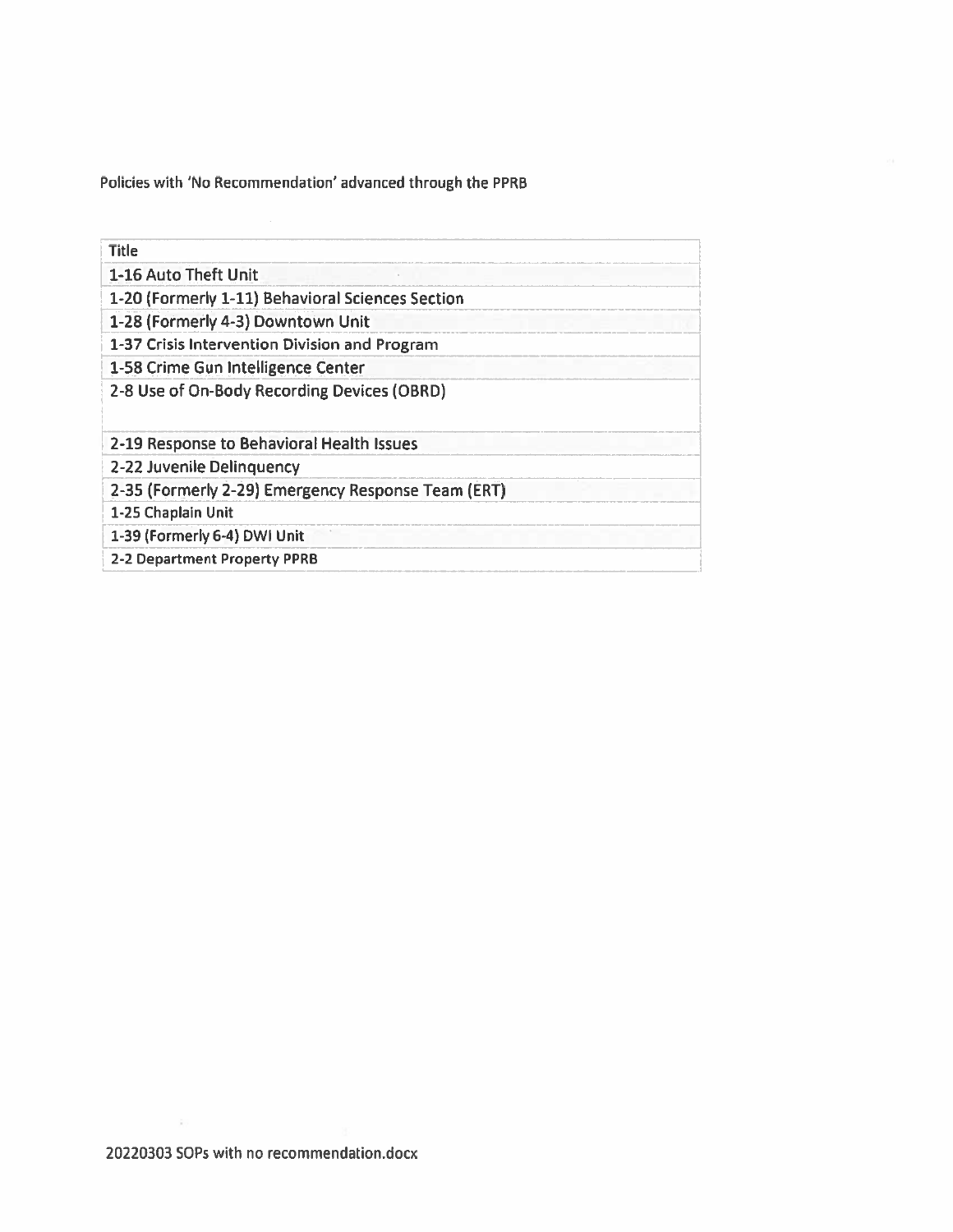Policies with 'No Recommendation' advanced through the PPRB

| Title |
| --- |
| 1-16 Auto Theft Unit |
| 1-20 (Formerly 1-11) Behavioral Sciences Section |
| 1-28 (Formerly 4-3) Downtown Unit |
| 1-37 Crisis Intervention Division and Program |
| 1-58 Crime Gun Intelligence Center |
| 2-8 Use of On-Body Recording Devices (OBRD) |
| 2-19 Response to Behavioral Health Issues |
| 2-22 Juvenile Delinquency |
| 2-35 (Formerly 2-29) Emergency Response Team (ERT) |
| 1-25 Chaplain Unit |
| 1-39 (Formerly 6-4) DWI Unit |
| 2-2 Department Property PPRB |

20220303 SOPs with no recommendation.docx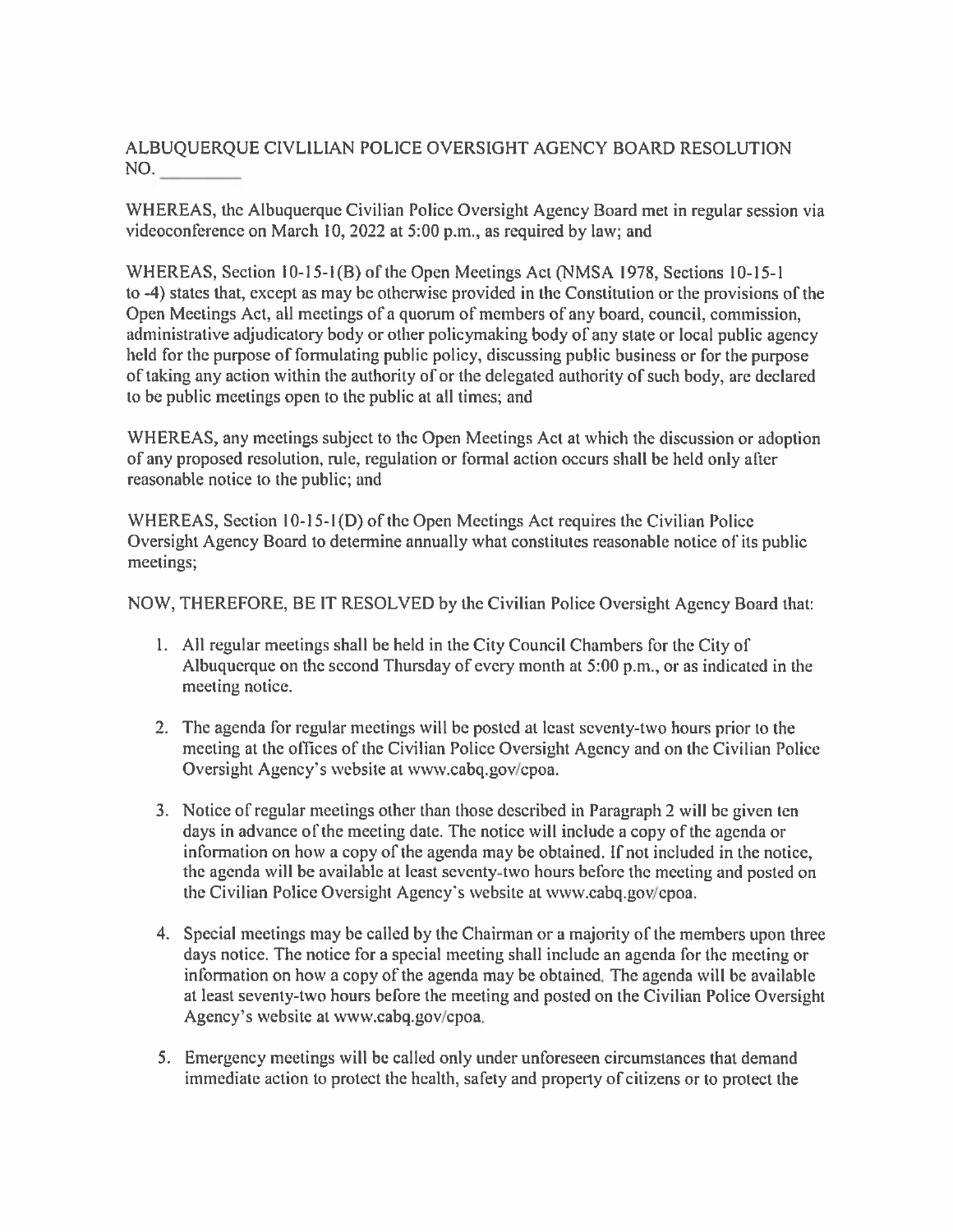ALBUQUERQUE CIVLILIAN POLICE OVERSIGHT AGENCY BOARD RESOLUTION NO. _________

WHEREAS, the Albuquerque Civilian Police Oversight Agency Board met in regular session via videoconference on March 10, 2022 at 5:00 p.m., as required by law; and

WHEREAS, Section 10-15-1(B) of the Open Meetings Act (NMSA 1978, Sections 10-15-1 to -4) states that, except as may be otherwise provided in the Constitution or the provisions of the Open Meetings Act, all meetings of a quorum of members of any board, council, commission, administrative adjudicatory body or other policymaking body of any state or local public agency held for the purpose of formulating public policy, discussing public business or for the purpose of taking any action within the authority of or the delegated authority of such body, are declared to be public meetings open to the public at all times; and

WHEREAS, any meetings subject to the Open Meetings Act at which the discussion or adoption of any proposed resolution, rule, regulation or formal action occurs shall be held only after reasonable notice to the public; and

WHEREAS, Section 10-15-1(D) of the Open Meetings Act requires the Civilian Police Oversight Agency Board to determine annually what constitutes reasonable notice of its public meetings;

NOW, THEREFORE, BE IT RESOLVED by the Civilian Police Oversight Agency Board that:

1. All regular meetings shall be held in the City Council Chambers for the City of Albuquerque on the second Thursday of every month at 5:00 p.m., or as indicated in the meeting notice.

2. The agenda for regular meetings will be posted at least seventy-two hours prior to the meeting at the offices of the Civilian Police Oversight Agency and on the Civilian Police Oversight Agency's website at www.cabq.gov/cpoa.

3. Notice of regular meetings other than those described in Paragraph 2 will be given ten days in advance of the meeting date. The notice will include a copy of the agenda or information on how a copy of the agenda may be obtained. If not included in the notice, the agenda will be available at least seventy-two hours before the meeting and posted on the Civilian Police Oversight Agency's website at www.cabq.gov/cpoa.

4. Special meetings may be called by the Chairman or a majority of the members upon three days notice. The notice for a special meeting shall include an agenda for the meeting or information on how a copy of the agenda may be obtained. The agenda will be available at least seventy-two hours before the meeting and posted on the Civilian Police Oversight Agency's website at www.cabq.gov/cpoa.

5. Emergency meetings will be called only under unforeseen circumstances that demand immediate action to protect the health, safety and property of citizens or to protect the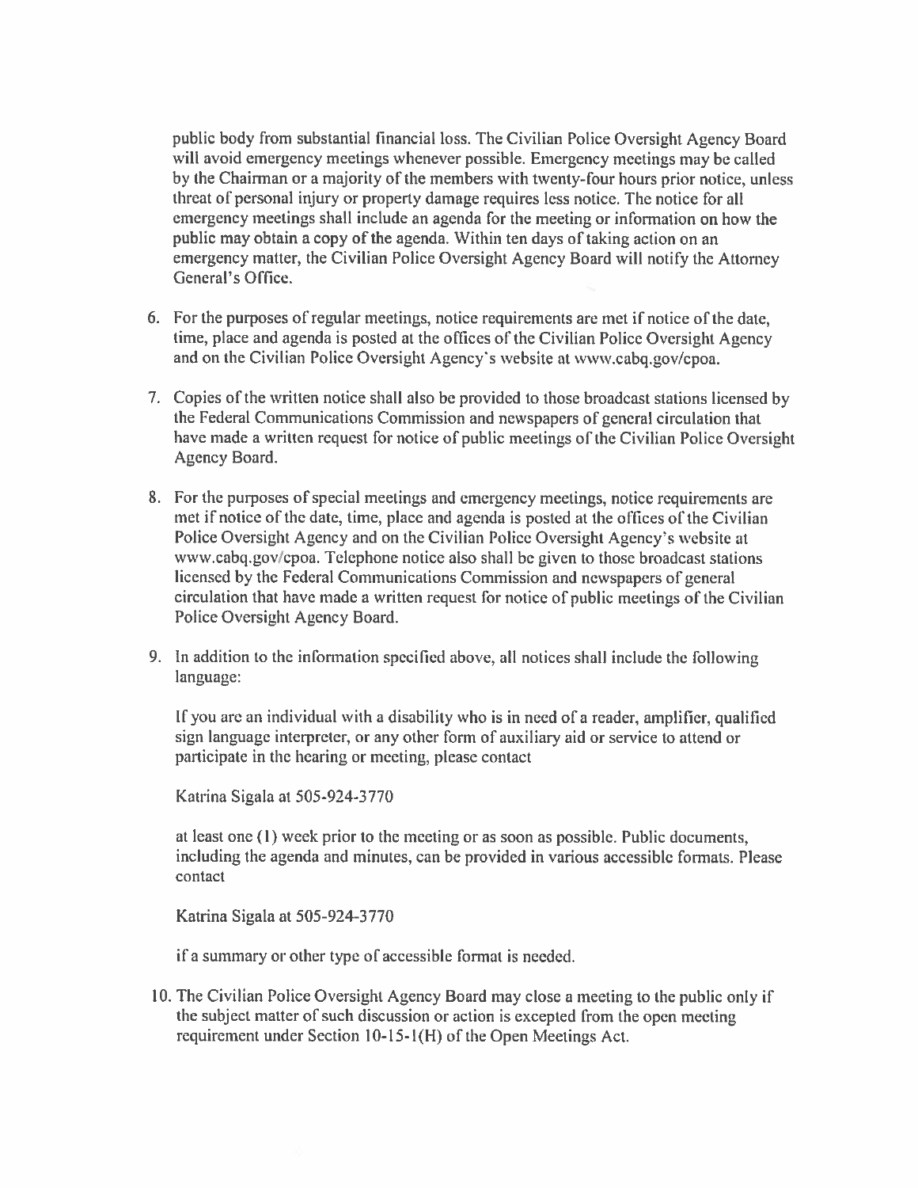public body from substantial financial loss. The Civilian Police Oversight Agency Board will avoid emergency meetings whenever possible. Emergency meetings may be called by the Chairman or a majority of the members with twenty-four hours prior notice, unless threat of personal injury or property damage requires less notice. The notice for all emergency meetings shall include an agenda for the meeting or information on how the public may obtain a copy of the agenda. Within ten days of taking action on an emergency matter, the Civilian Police Oversight Agency Board will notify the Attorney General's Office.

6. For the purposes of regular meetings, notice requirements are met if notice of the date, time, place and agenda is posted at the offices of the Civilian Police Oversight Agency and on the Civilian Police Oversight Agency's website at www.cabq.gov/cpoa.

7. Copies of the written notice shall also be provided to those broadcast stations licensed by the Federal Communications Commission and newspapers of general circulation that have made a written request for notice of public meetings of the Civilian Police Oversight Agency Board.

8. For the purposes of special meetings and emergency meetings, notice requirements are met if notice of the date, time, place and agenda is posted at the offices of the Civilian Police Oversight Agency and on the Civilian Police Oversight Agency's website at www.cabq.gov/cpoa. Telephone notice also shall be given to those broadcast stations licensed by the Federal Communications Commission and newspapers of general circulation that have made a written request for notice of public meetings of the Civilian Police Oversight Agency Board.

9. In addition to the information specified above, all notices shall include the following language:

   If you are an individual with a disability who is in need of a reader, amplifier, qualified sign language interpreter, or any other form of auxiliary aid or service to attend or participate in the hearing or meeting, please contact

   Katrina Sigala at 505-924-3770

   at least one (1) week prior to the meeting or as soon as possible. Public documents, including the agenda and minutes, can be provided in various accessible formats. Please contact

   Katrina Sigala at 505-924-3770

   if a summary or other type of accessible format is needed.

10. The Civilian Police Oversight Agency Board may close a meeting to the public only if the subject matter of such discussion or action is excepted from the open meeting requirement under Section 10-15-1(H) of the Open Meetings Act.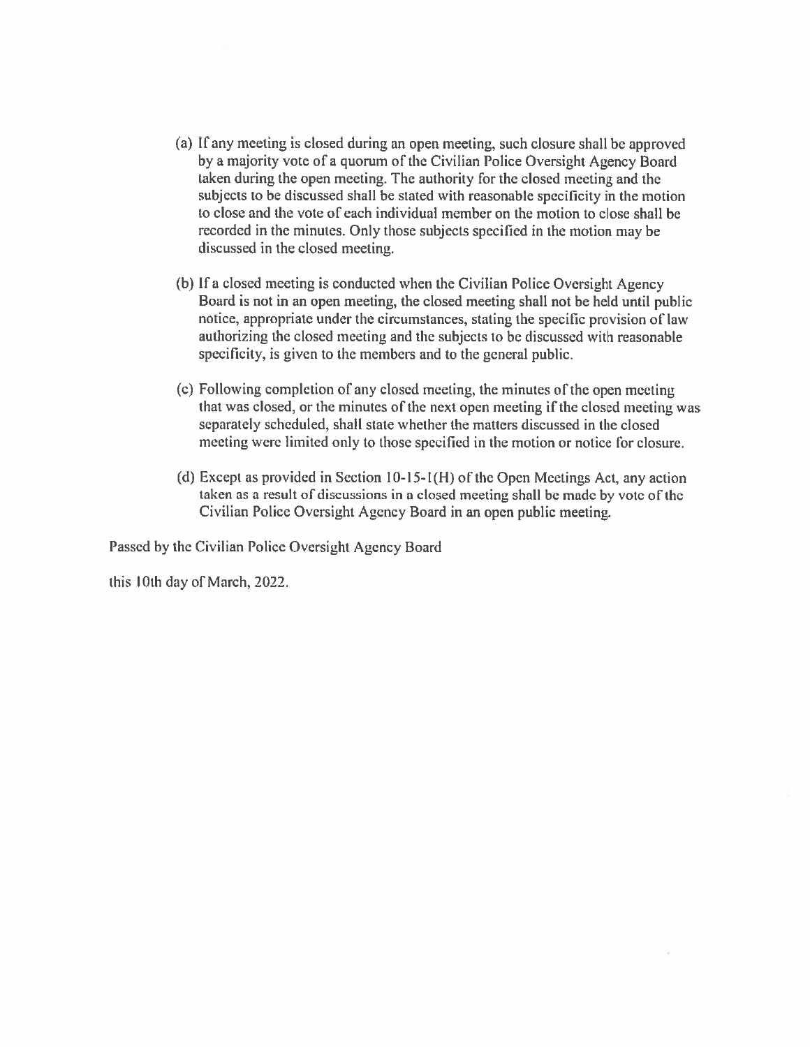(a) If any meeting is closed during an open meeting, such closure shall be approved by a majority vote of a quorum of the Civilian Police Oversight Agency Board taken during the open meeting. The authority for the closed meeting and the subjects to be discussed shall be stated with reasonable specificity in the motion to close and the vote of each individual member on the motion to close shall be recorded in the minutes. Only those subjects specified in the motion may be discussed in the closed meeting.

(b) If a closed meeting is conducted when the Civilian Police Oversight Agency Board is not in an open meeting, the closed meeting shall not be held until public notice, appropriate under the circumstances, stating the specific provision of law authorizing the closed meeting and the subjects to be discussed with reasonable specificity, is given to the members and to the general public.

(c) Following completion of any closed meeting, the minutes of the open meeting that was closed, or the minutes of the next open meeting if the closed meeting was separately scheduled, shall state whether the matters discussed in the closed meeting were limited only to those specified in the motion or notice for closure.

(d) Except as provided in Section 10-15-1(H) of the Open Meetings Act, any action taken as a result of discussions in a closed meeting shall be made by vote of the Civilian Police Oversight Agency Board in an open public meeting.

Passed by the Civilian Police Oversight Agency Board

this 10th day of March, 2022.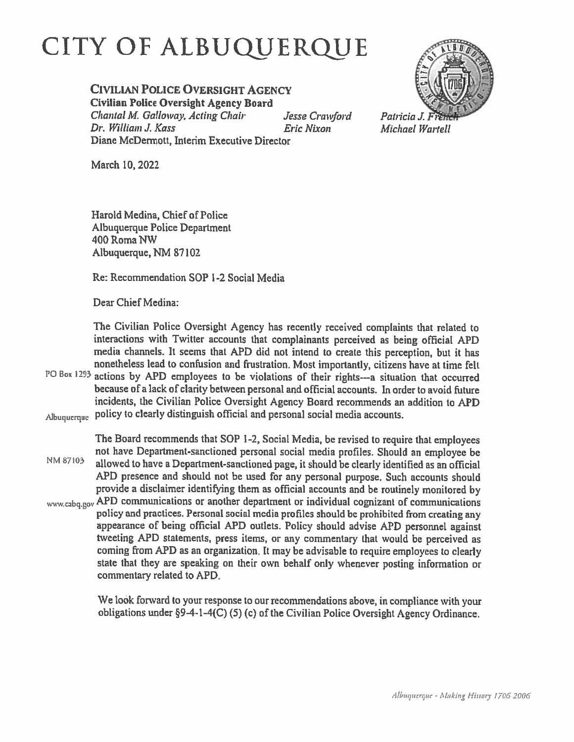# CITY OF ALBUQUERQUE

**CIVILIAN POLICE OVERSIGHT AGENCY**
**Civilian Police Oversight Agency Board**
*Chantal M. Galloway, Acting Chair* *Jesse Crawford* *Patricia J. French*
*Dr. William J. Kass* *Eric Nixon* *Michael Wartell*
Diane McDermott, Interim Executive Director

PO Box 1293
Albuquerque
NM 87103
www.cabq.gov

March 10, 2022

Harold Medina, Chief of Police
Albuquerque Police Department
400 Roma NW
Albuquerque, NM 87102

Re: Recommendation SOP 1-2 Social Media

Dear Chief Medina:

The Civilian Police Oversight Agency has recently received complaints that related to interactions with Twitter accounts that complainants perceived as being official APD media channels. It seems that APD did not intend to create this perception, but it has nonetheless lead to confusion and frustration. Most importantly, citizens have at time felt actions by APD employees to be violations of their rights—a situation that occurred because of a lack of clarity between personal and official accounts. In order to avoid future incidents, the Civilian Police Oversight Agency Board recommends an addition to APD policy to clearly distinguish official and personal social media accounts.

The Board recommends that SOP 1-2, Social Media, be revised to require that employees not have Department-sanctioned personal social media profiles. Should an employee be allowed to have a Department-sanctioned page, it should be clearly identified as an official APD presence and should not be used for any personal purpose. Such accounts should provide a disclaimer identifying them as official accounts and be routinely monitored by APD communications or another department or individual cognizant of communications policy and practices. Personal social media profiles should be prohibited from creating any appearance of being official APD outlets. Policy should advise APD personnel against tweeting APD statements, press items, or any commentary that would be perceived as coming from APD as an organization. It may be advisable to require employees to clearly state that they are speaking on their own behalf only whenever posting information or commentary related to APD.

We look forward to your response to our recommendations above, in compliance with your obligations under §9-4-1-4(C) (5) (c) of the Civilian Police Oversight Agency Ordinance.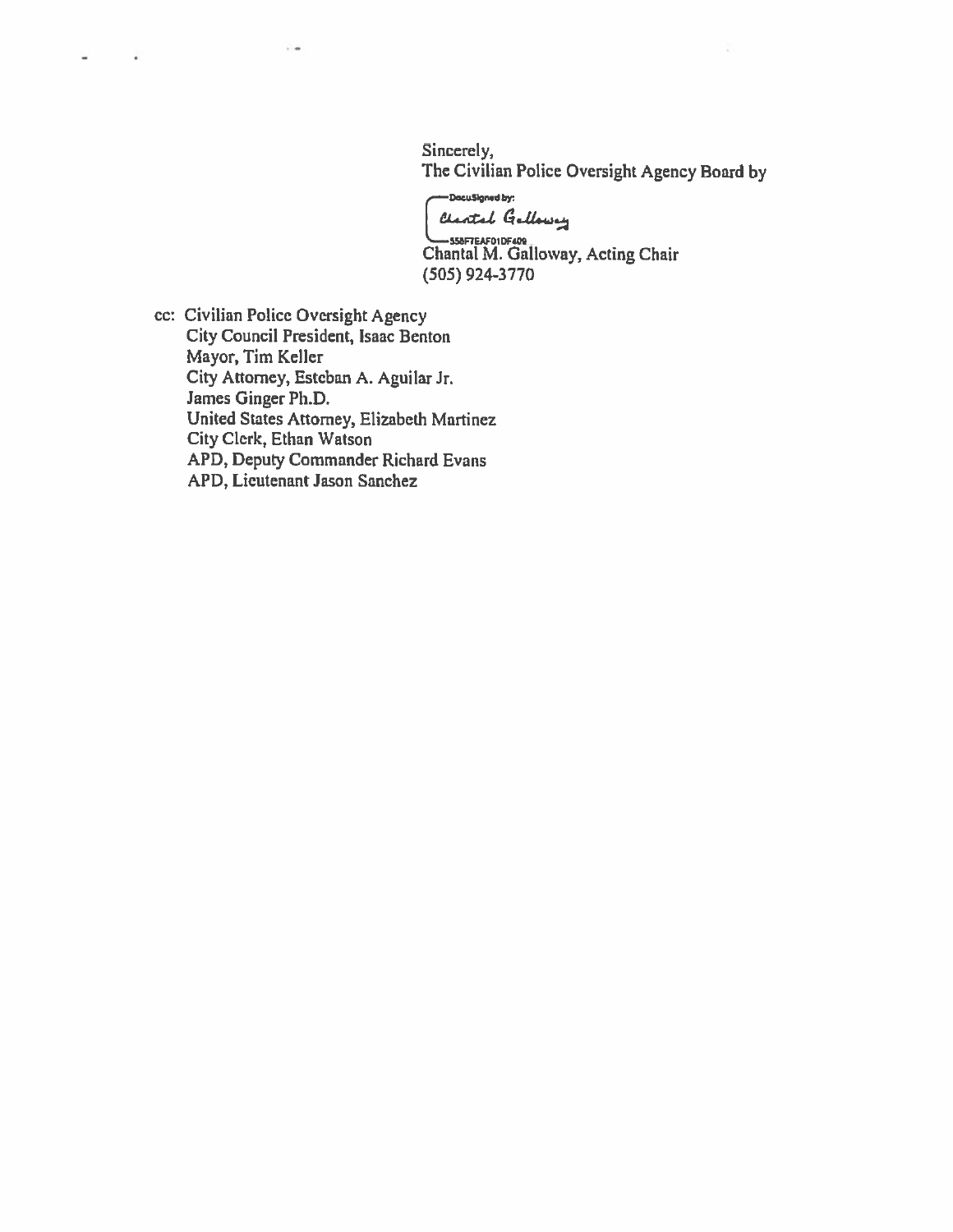Sincerely,
The Civilian Police Oversight Agency Board by

DocuSigned by:
Chantal Galloway
558F7EAF01DF409
Chantal M. Galloway, Acting Chair
(505) 924-3770

cc: Civilian Police Oversight Agency
City Council President, Isaac Benton
Mayor, Tim Keller
City Attorney, Esteban A. Aguilar Jr.
James Ginger Ph.D.
United States Attorney, Elizabeth Martinez
City Clerk, Ethan Watson
APD, Deputy Commander Richard Evans
APD, Lieutenant Jason Sanchez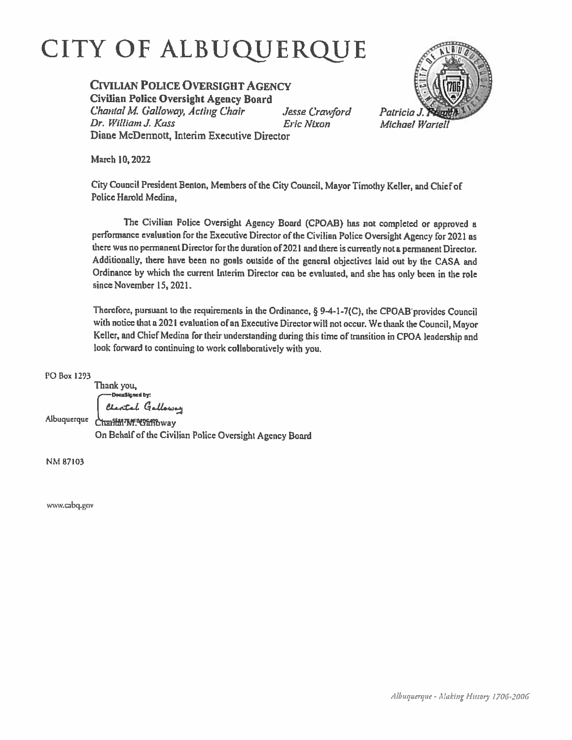# CITY OF ALBUQUERQUE

**CIVILIAN POLICE OVERSIGHT AGENCY**
**Civilian Police Oversight Agency Board**
*Chantal M. Galloway, Acting Chair* *Jesse Crawford* *Patricia J. French*
*Dr. William J. Kass* *Eric Nixon* *Michael Wartell*
Diane McDermott, Interim Executive Director

March 10, 2022

City Council President Benton, Members of the City Council, Mayor Timothy Keller, and Chief of Police Harold Medina,

The Civilian Police Oversight Agency Board (CPOAB) has not completed or approved a performance evaluation for the Executive Director of the Civilian Police Oversight Agency for 2021 as there was no permanent Director for the duration of 2021 and there is currently not a permanent Director. Additionally, there have been no goals outside of the general objectives laid out by the CASA and Ordinance by which the current Interim Director can be evaluated, and she has only been in the role since November 15, 2021.

Therefore, pursuant to the requirements in the Ordinance, § 9-4-1-7(C), the CPOAB provides Council with notice that a 2021 evaluation of an Executive Director will not occur. We thank the Council, Mayor Keller, and Chief Medina for their understanding during this time of transition in CPOA leadership and look forward to continuing to work collaboratively with you.

Thank you,

DocuSigned by:
Chantal Galloway

Chantal M. Galloway
On Behalf of the Civilian Police Oversight Agency Board

PO Box 1293

Albuquerque

NM 87103

www.cabq.gov